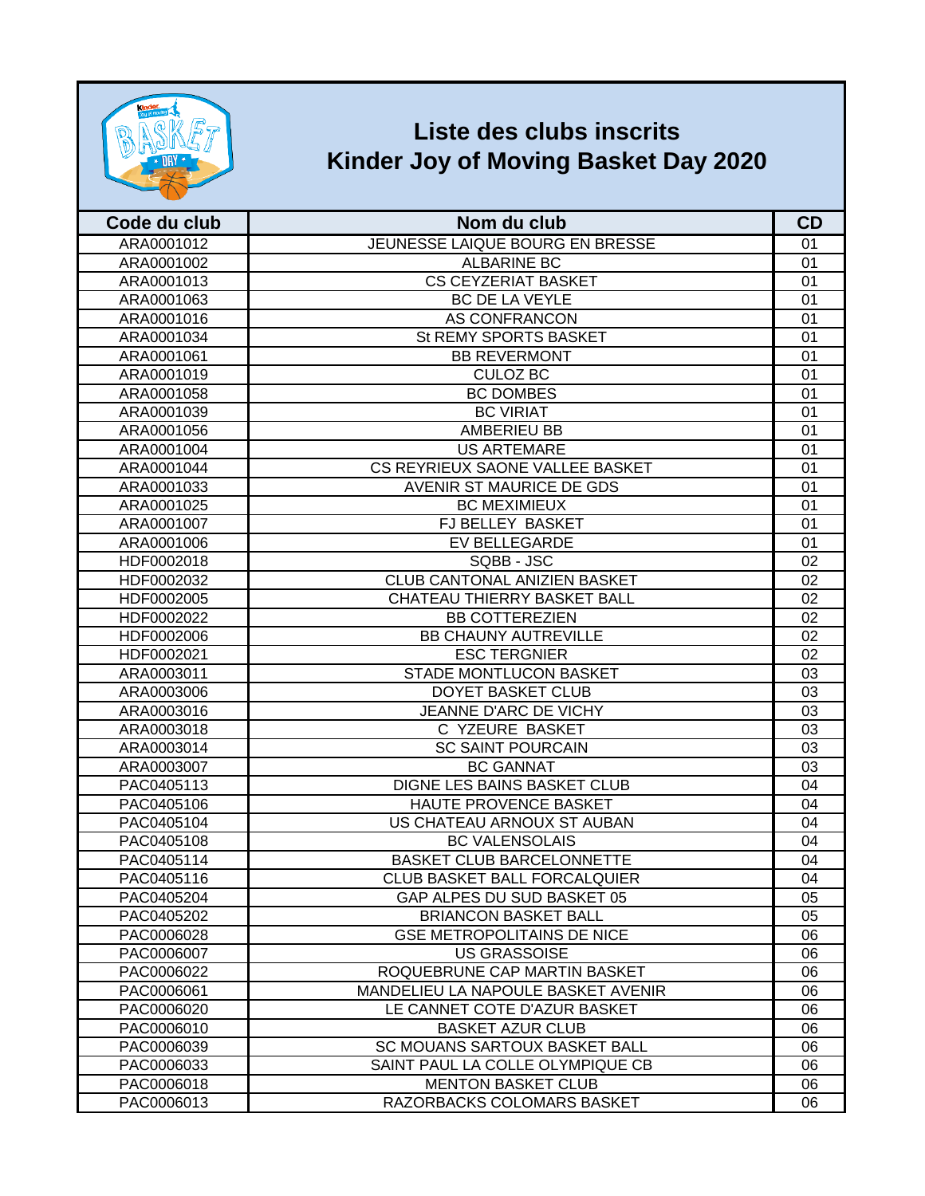# Liste des clubs inscrits
# Kinder Joy of Moving Basket Day 2020

| Code du club | Nom du club | CD |
|---|---|---|
| ARA0001012 | JEUNESSE LAIQUE BOURG EN BRESSE | 01 |
| ARA0001002 | ALBARINE BC | 01 |
| ARA0001013 | CS CEYZERIAT BASKET | 01 |
| ARA0001063 | BC DE LA VEYLE | 01 |
| ARA0001016 | AS CONFRANCON | 01 |
| ARA0001034 | St REMY SPORTS BASKET | 01 |
| ARA0001061 | BB REVERMONT | 01 |
| ARA0001019 | CULOZ BC | 01 |
| ARA0001058 | BC DOMBES | 01 |
| ARA0001039 | BC VIRIAT | 01 |
| ARA0001056 | AMBERIEU BB | 01 |
| ARA0001004 | US ARTEMARE | 01 |
| ARA0001044 | CS REYRIEUX SAONE VALLEE BASKET | 01 |
| ARA0001033 | AVENIR ST MAURICE DE GDS | 01 |
| ARA0001025 | BC MEXIMIEUX | 01 |
| ARA0001007 | FJ BELLEY BASKET | 01 |
| ARA0001006 | EV BELLEGARDE | 01 |
| HDF0002018 | SQBB - JSC | 02 |
| HDF0002032 | CLUB CANTONAL ANIZIEN BASKET | 02 |
| HDF0002005 | CHATEAU THIERRY BASKET BALL | 02 |
| HDF0002022 | BB COTTEREZIEN | 02 |
| HDF0002006 | BB CHAUNY AUTREVILLE | 02 |
| HDF0002021 | ESC TERGNIER | 02 |
| ARA0003011 | STADE MONTLUCON BASKET | 03 |
| ARA0003006 | DOYET BASKET CLUB | 03 |
| ARA0003016 | JEANNE D'ARC DE VICHY | 03 |
| ARA0003018 | C YZEURE BASKET | 03 |
| ARA0003014 | SC SAINT POURCAIN | 03 |
| ARA0003007 | BC GANNAT | 03 |
| PAC0405113 | DIGNE LES BAINS BASKET CLUB | 04 |
| PAC0405106 | HAUTE PROVENCE BASKET | 04 |
| PAC0405104 | US CHATEAU ARNOUX ST AUBAN | 04 |
| PAC0405108 | BC VALENSOLAIS | 04 |
| PAC0405114 | BASKET CLUB BARCELONNETTE | 04 |
| PAC0405116 | CLUB BASKET BALL FORCALQUIER | 04 |
| PAC0405204 | GAP ALPES DU SUD BASKET 05 | 05 |
| PAC0405202 | BRIANCON BASKET BALL | 05 |
| PAC0006028 | GSE METROPOLITAINS DE NICE | 06 |
| PAC0006007 | US GRASSOISE | 06 |
| PAC0006022 | ROQUEBRUNE CAP MARTIN BASKET | 06 |
| PAC0006061 | MANDELIEU LA NAPOULE BASKET AVENIR | 06 |
| PAC0006020 | LE CANNET COTE D'AZUR BASKET | 06 |
| PAC0006010 | BASKET AZUR CLUB | 06 |
| PAC0006039 | SC MOUANS SARTOUX BASKET BALL | 06 |
| PAC0006033 | SAINT PAUL LA COLLE OLYMPIQUE CB | 06 |
| PAC0006018 | MENTON BASKET CLUB | 06 |
| PAC0006013 | RAZORBACKS COLOMARS BASKET | 06 |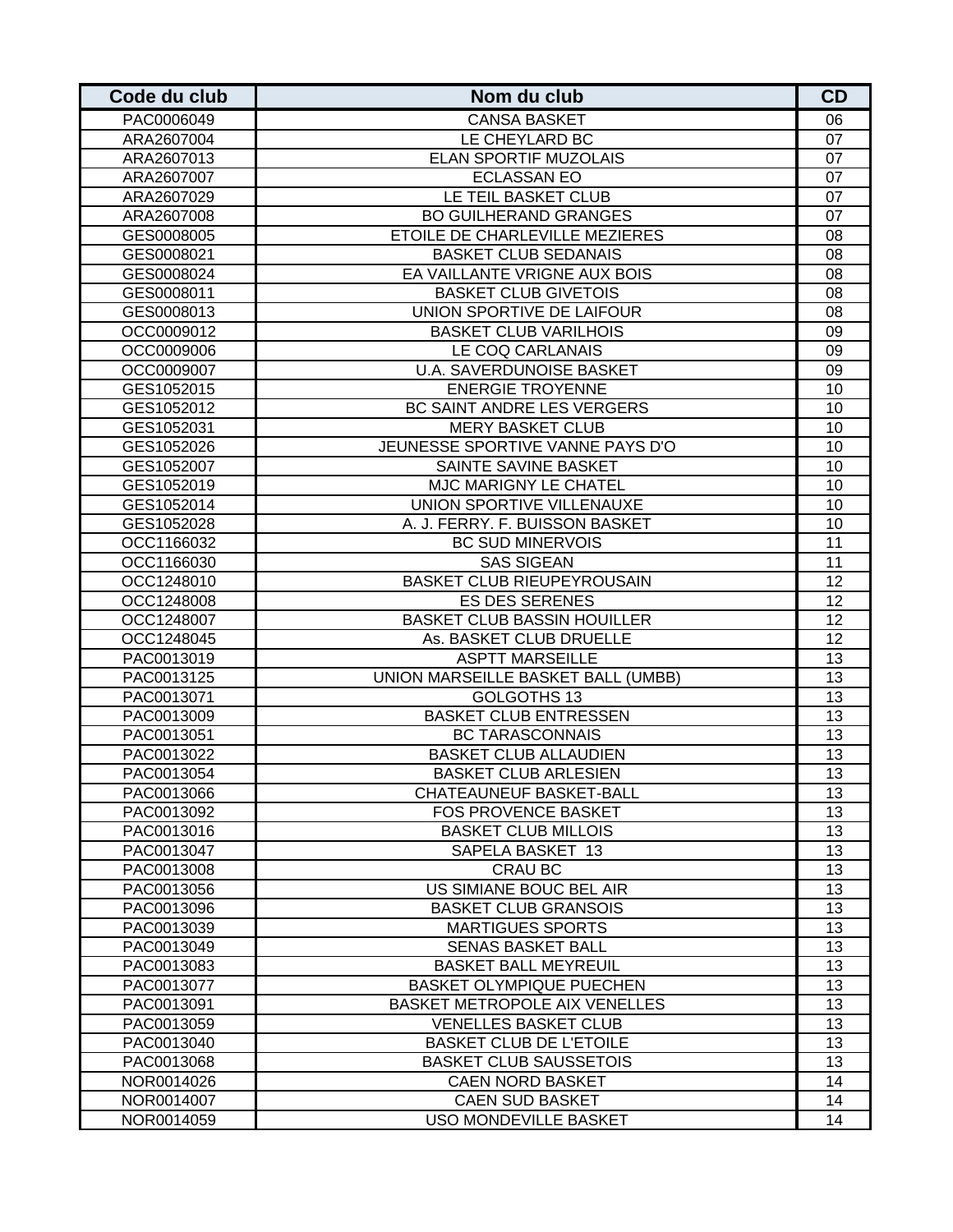| Code du club | Nom du club | CD |
|---|---|---|
| PAC0006049 | CANSA BASKET | 06 |
| ARA2607004 | LE CHEYLARD BC | 07 |
| ARA2607013 | ELAN SPORTIF MUZOLAIS | 07 |
| ARA2607007 | ECLASSAN EO | 07 |
| ARA2607029 | LE TEIL BASKET CLUB | 07 |
| ARA2607008 | BO GUILHERAND GRANGES | 07 |
| GES0008005 | ETOILE DE CHARLEVILLE MEZIERES | 08 |
| GES0008021 | BASKET CLUB SEDANAIS | 08 |
| GES0008024 | EA VAILLANTE VRIGNE AUX BOIS | 08 |
| GES0008011 | BASKET CLUB GIVETOIS | 08 |
| GES0008013 | UNION SPORTIVE DE LAIFOUR | 08 |
| OCC0009012 | BASKET CLUB VARILHOIS | 09 |
| OCC0009006 | LE COQ CARLANAIS | 09 |
| OCC0009007 | U.A. SAVERDUNOISE BASKET | 09 |
| GES1052015 | ENERGIE TROYENNE | 10 |
| GES1052012 | BC SAINT ANDRE LES VERGERS | 10 |
| GES1052031 | MERY BASKET CLUB | 10 |
| GES1052026 | JEUNESSE SPORTIVE VANNE PAYS D'O | 10 |
| GES1052007 | SAINTE SAVINE BASKET | 10 |
| GES1052019 | MJC MARIGNY LE CHATEL | 10 |
| GES1052014 | UNION SPORTIVE VILLENAUXE | 10 |
| GES1052028 | A. J. FERRY. F. BUISSON BASKET | 10 |
| OCC1166032 | BC SUD MINERVOIS | 11 |
| OCC1166030 | SAS SIGEAN | 11 |
| OCC1248010 | BASKET CLUB RIEUPEYROUSAIN | 12 |
| OCC1248008 | ES DES SERENES | 12 |
| OCC1248007 | BASKET CLUB BASSIN HOUILLER | 12 |
| OCC1248045 | As. BASKET CLUB DRUELLE | 12 |
| PAC0013019 | ASPTT MARSEILLE | 13 |
| PAC0013125 | UNION MARSEILLE BASKET BALL (UMBB) | 13 |
| PAC0013071 | GOLGOTHS 13 | 13 |
| PAC0013009 | BASKET CLUB ENTRESSEN | 13 |
| PAC0013051 | BC TARASCONNAIS | 13 |
| PAC0013022 | BASKET CLUB ALLAUDIEN | 13 |
| PAC0013054 | BASKET CLUB ARLESIEN | 13 |
| PAC0013066 | CHATEAUNEUF BASKET-BALL | 13 |
| PAC0013092 | FOS PROVENCE BASKET | 13 |
| PAC0013016 | BASKET CLUB MILLOIS | 13 |
| PAC0013047 | SAPELA BASKET 13 | 13 |
| PAC0013008 | CRAU BC | 13 |
| PAC0013056 | US SIMIANE BOUC BEL AIR | 13 |
| PAC0013096 | BASKET CLUB GRANSOIS | 13 |
| PAC0013039 | MARTIGUES SPORTS | 13 |
| PAC0013049 | SENAS BASKET BALL | 13 |
| PAC0013083 | BASKET BALL MEYREUIL | 13 |
| PAC0013077 | BASKET OLYMPIQUE PUECHEN | 13 |
| PAC0013091 | BASKET METROPOLE AIX VENELLES | 13 |
| PAC0013059 | VENELLES BASKET CLUB | 13 |
| PAC0013040 | BASKET CLUB DE L'ETOILE | 13 |
| PAC0013068 | BASKET CLUB SAUSSETOIS | 13 |
| NOR0014026 | CAEN NORD BASKET | 14 |
| NOR0014007 | CAEN SUD BASKET | 14 |
| NOR0014059 | USO MONDEVILLE BASKET | 14 |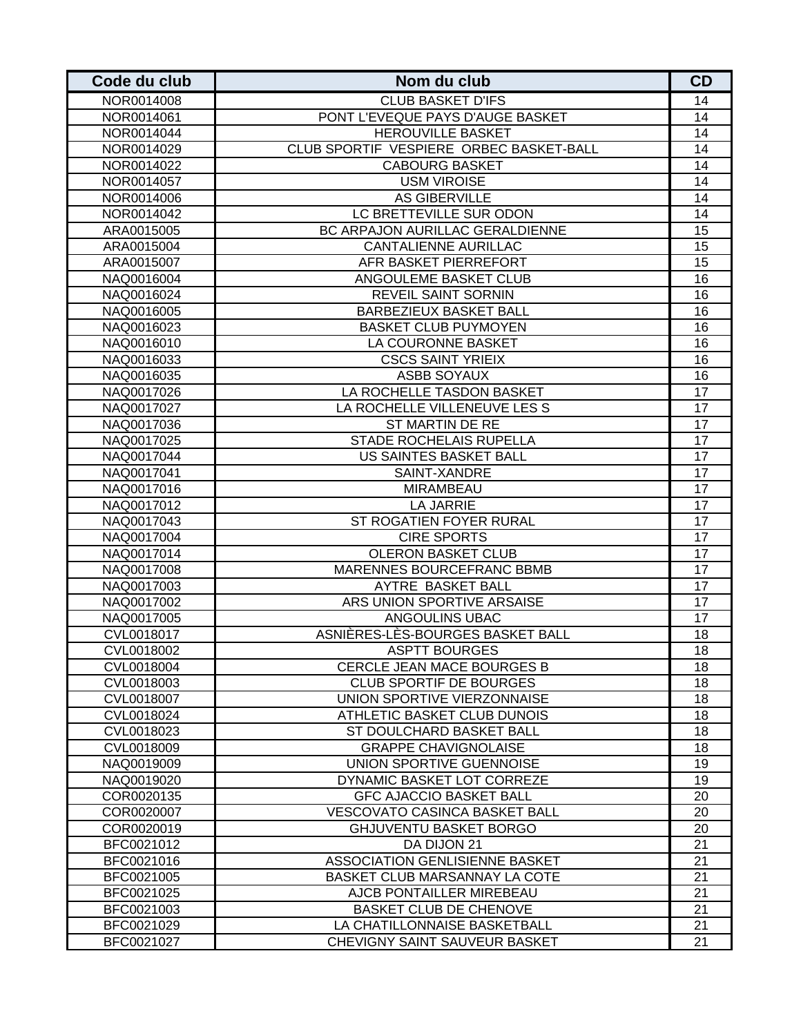| Code du club | Nom du club | CD |
|---|---|---|
| NOR0014008 | CLUB BASKET D'IFS | 14 |
| NOR0014061 | PONT L'EVEQUE PAYS D'AUGE BASKET | 14 |
| NOR0014044 | HEROUVILLE BASKET | 14 |
| NOR0014029 | CLUB SPORTIF VESPIERE ORBEC BASKET-BALL | 14 |
| NOR0014022 | CABOURG BASKET | 14 |
| NOR0014057 | USM VIROISE | 14 |
| NOR0014006 | AS GIBERVILLE | 14 |
| NOR0014042 | LC BRETTEVILLE SUR ODON | 14 |
| ARA0015005 | BC ARPAJON AURILLAC GERALDIENNE | 15 |
| ARA0015004 | CANTALIENNE AURILLAC | 15 |
| ARA0015007 | AFR BASKET PIERREFORT | 15 |
| NAQ0016004 | ANGOULEME BASKET CLUB | 16 |
| NAQ0016024 | REVEIL SAINT SORNIN | 16 |
| NAQ0016005 | BARBEZIEUX BASKET BALL | 16 |
| NAQ0016023 | BASKET CLUB PUYMOYEN | 16 |
| NAQ0016010 | LA COURONNE BASKET | 16 |
| NAQ0016033 | CSCS SAINT YRIEIX | 16 |
| NAQ0016035 | ASBB SOYAUX | 16 |
| NAQ0017026 | LA ROCHELLE TASDON BASKET | 17 |
| NAQ0017027 | LA ROCHELLE VILLENEUVE LES S | 17 |
| NAQ0017036 | ST MARTIN DE RE | 17 |
| NAQ0017025 | STADE ROCHELAIS RUPELLA | 17 |
| NAQ0017044 | US SAINTES BASKET BALL | 17 |
| NAQ0017041 | SAINT-XANDRE | 17 |
| NAQ0017016 | MIRAMBEAU | 17 |
| NAQ0017012 | LA JARRIE | 17 |
| NAQ0017043 | ST ROGATIEN FOYER RURAL | 17 |
| NAQ0017004 | CIRE SPORTS | 17 |
| NAQ0017014 | OLERON BASKET CLUB | 17 |
| NAQ0017008 | MARENNES BOURCEFRANC BBMB | 17 |
| NAQ0017003 | AYTRE BASKET BALL | 17 |
| NAQ0017002 | ARS UNION SPORTIVE ARSAISE | 17 |
| NAQ0017005 | ANGOULINS UBAC | 17 |
| CVL0018017 | ASNIÈRES-LÈS-BOURGES BASKET BALL | 18 |
| CVL0018002 | ASPTT BOURGES | 18 |
| CVL0018004 | CERCLE JEAN MACE BOURGES B | 18 |
| CVL0018003 | CLUB SPORTIF DE BOURGES | 18 |
| CVL0018007 | UNION SPORTIVE VIERZONNAISE | 18 |
| CVL0018024 | ATHLETIC BASKET CLUB DUNOIS | 18 |
| CVL0018023 | ST DOULCHARD BASKET BALL | 18 |
| CVL0018009 | GRAPPE CHAVIGNOLAISE | 18 |
| NAQ0019009 | UNION SPORTIVE GUENNOISE | 19 |
| NAQ0019020 | DYNAMIC BASKET LOT CORREZE | 19 |
| COR0020135 | GFC AJACCIO BASKET BALL | 20 |
| COR0020007 | VESCOVATO CASINCA BASKET BALL | 20 |
| COR0020019 | GHJUVENTU BASKET BORGO | 20 |
| BFC0021012 | DA DIJON 21 | 21 |
| BFC0021016 | ASSOCIATION GENLISIENNE BASKET | 21 |
| BFC0021005 | BASKET CLUB MARSANNAY LA COTE | 21 |
| BFC0021025 | AJCB PONTAILLER MIREBEAU | 21 |
| BFC0021003 | BASKET CLUB DE CHENOVE | 21 |
| BFC0021029 | LA CHATILLONNAISE BASKETBALL | 21 |
| BFC0021027 | CHEVIGNY SAINT SAUVEUR BASKET | 21 |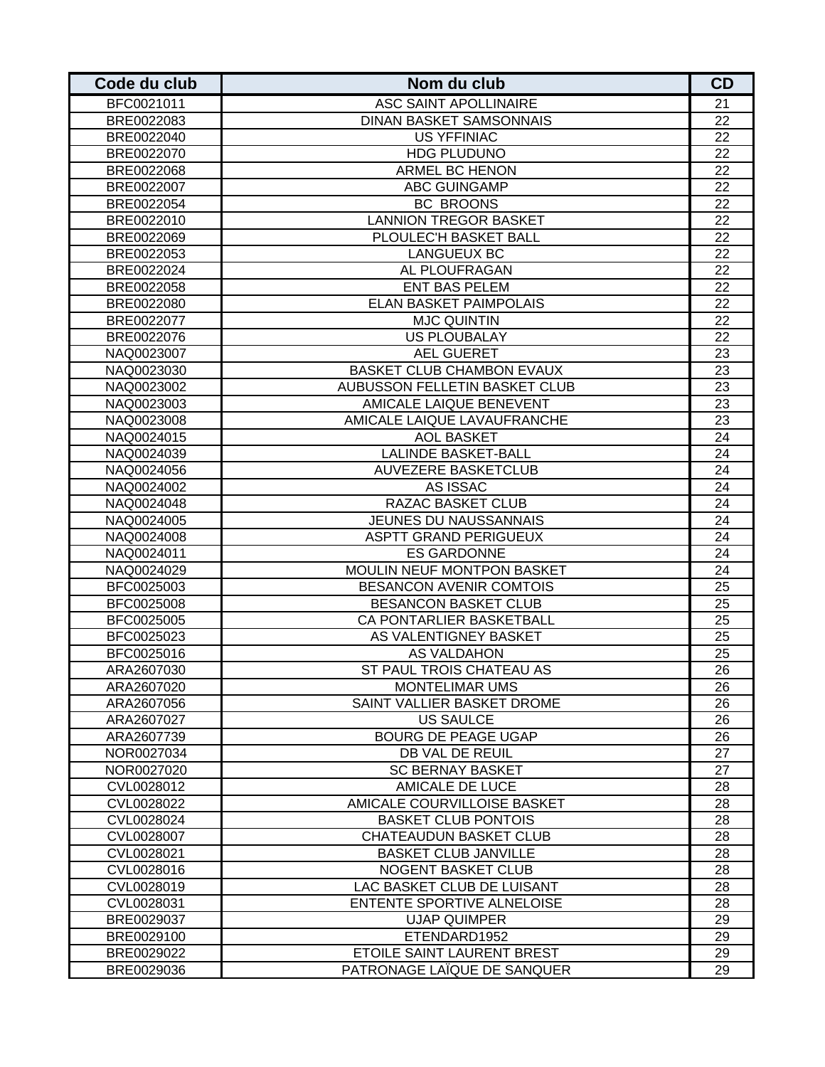| Code du club | Nom du club | CD |
|---|---|---|
| BFC0021011 | ASC SAINT APOLLINAIRE | 21 |
| BRE0022083 | DINAN BASKET SAMSONNAIS | 22 |
| BRE0022040 | US YFFINIAC | 22 |
| BRE0022070 | HDG PLUDUNO | 22 |
| BRE0022068 | ARMEL BC HENON | 22 |
| BRE0022007 | ABC GUINGAMP | 22 |
| BRE0022054 | BC  BROONS | 22 |
| BRE0022010 | LANNION TREGOR BASKET | 22 |
| BRE0022069 | PLOULEC'H BASKET BALL | 22 |
| BRE0022053 | LANGUEUX BC | 22 |
| BRE0022024 | AL PLOUFRAGAN | 22 |
| BRE0022058 | ENT BAS PELEM | 22 |
| BRE0022080 | ELAN BASKET PAIMPOLAIS | 22 |
| BRE0022077 | MJC QUINTIN | 22 |
| BRE0022076 | US PLOUBALAY | 22 |
| NAQ0023007 | AEL GUERET | 23 |
| NAQ0023030 | BASKET CLUB CHAMBON EVAUX | 23 |
| NAQ0023002 | AUBUSSON FELLETIN BASKET CLUB | 23 |
| NAQ0023003 | AMICALE LAIQUE BENEVENT | 23 |
| NAQ0023008 | AMICALE LAIQUE LAVAUFRANCHE | 23 |
| NAQ0024015 | AOL BASKET | 24 |
| NAQ0024039 | LALINDE BASKET-BALL | 24 |
| NAQ0024056 | AUVEZERE BASKETCLUB | 24 |
| NAQ0024002 | AS ISSAC | 24 |
| NAQ0024048 | RAZAC BASKET CLUB | 24 |
| NAQ0024005 | JEUNES DU NAUSSANNAIS | 24 |
| NAQ0024008 | ASPTT GRAND PERIGUEUX | 24 |
| NAQ0024011 | ES GARDONNE | 24 |
| NAQ0024029 | MOULIN NEUF MONTPON BASKET | 24 |
| BFC0025003 | BESANCON AVENIR COMTOIS | 25 |
| BFC0025008 | BESANCON BASKET CLUB | 25 |
| BFC0025005 | CA PONTARLIER BASKETBALL | 25 |
| BFC0025023 | AS VALENTIGNEY BASKET | 25 |
| BFC0025016 | AS VALDAHON | 25 |
| ARA2607030 | ST PAUL TROIS CHATEAU AS | 26 |
| ARA2607020 | MONTELIMAR UMS | 26 |
| ARA2607056 | SAINT VALLIER BASKET DROME | 26 |
| ARA2607027 | US SAULCE | 26 |
| ARA2607739 | BOURG DE PEAGE UGAP | 26 |
| NOR0027034 | DB VAL DE REUIL | 27 |
| NOR0027020 | SC BERNAY BASKET | 27 |
| CVL0028012 | AMICALE DE LUCE | 28 |
| CVL0028022 | AMICALE COURVILLOISE BASKET | 28 |
| CVL0028024 | BASKET CLUB PONTOIS | 28 |
| CVL0028007 | CHATEAUDUN BASKET CLUB | 28 |
| CVL0028021 | BASKET CLUB JANVILLE | 28 |
| CVL0028016 | NOGENT BASKET CLUB | 28 |
| CVL0028019 | LAC BASKET CLUB DE LUISANT | 28 |
| CVL0028031 | ENTENTE SPORTIVE ALNELOISE | 28 |
| BRE0029037 | UJAP QUIMPER | 29 |
| BRE0029100 | ETENDARD1952 | 29 |
| BRE0029022 | ETOILE SAINT LAURENT BREST | 29 |
| BRE0029036 | PATRONAGE LAÏQUE DE SANQUER | 29 |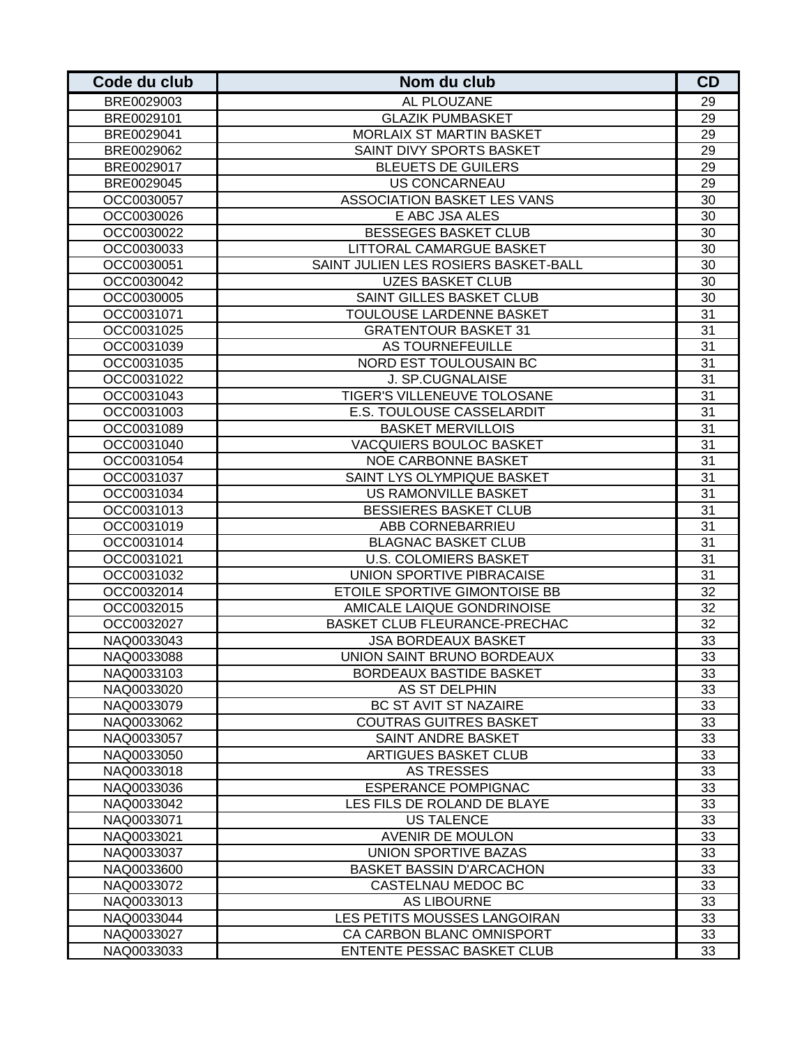| Code du club | Nom du club | CD |
|---|---|---|
| BRE0029003 | AL PLOUZANE | 29 |
| BRE0029101 | GLAZIK PUMBASKET | 29 |
| BRE0029041 | MORLAIX ST MARTIN BASKET | 29 |
| BRE0029062 | SAINT DIVY SPORTS BASKET | 29 |
| BRE0029017 | BLEUETS DE GUILERS | 29 |
| BRE0029045 | US CONCARNEAU | 29 |
| OCC0030057 | ASSOCIATION BASKET LES VANS | 30 |
| OCC0030026 | E ABC JSA ALES | 30 |
| OCC0030022 | BESSEGES BASKET CLUB | 30 |
| OCC0030033 | LITTORAL CAMARGUE BASKET | 30 |
| OCC0030051 | SAINT JULIEN LES ROSIERS BASKET-BALL | 30 |
| OCC0030042 | UZES BASKET CLUB | 30 |
| OCC0030005 | SAINT GILLES BASKET CLUB | 30 |
| OCC0031071 | TOULOUSE LARDENNE BASKET | 31 |
| OCC0031025 | GRATENTOUR BASKET 31 | 31 |
| OCC0031039 | AS TOURNEFEUILLE | 31 |
| OCC0031035 | NORD EST TOULOUSAIN BC | 31 |
| OCC0031022 | J. SP.CUGNALAISE | 31 |
| OCC0031043 | TIGER'S VILLENEUVE TOLOSANE | 31 |
| OCC0031003 | E.S. TOULOUSE CASSELARDIT | 31 |
| OCC0031089 | BASKET MERVILLOIS | 31 |
| OCC0031040 | VACQUIERS BOULOC BASKET | 31 |
| OCC0031054 | NOE CARBONNE BASKET | 31 |
| OCC0031037 | SAINT LYS OLYMPIQUE BASKET | 31 |
| OCC0031034 | US RAMONVILLE BASKET | 31 |
| OCC0031013 | BESSIERES BASKET CLUB | 31 |
| OCC0031019 | ABB CORNEBARRIEU | 31 |
| OCC0031014 | BLAGNAC BASKET CLUB | 31 |
| OCC0031021 | U.S. COLOMIERS BASKET | 31 |
| OCC0031032 | UNION SPORTIVE PIBRACAISE | 31 |
| OCC0032014 | ETOILE SPORTIVE GIMONTOISE BB | 32 |
| OCC0032015 | AMICALE LAIQUE GONDRINOISE | 32 |
| OCC0032027 | BASKET CLUB FLEURANCE-PRECHAC | 32 |
| NAQ0033043 | JSA BORDEAUX BASKET | 33 |
| NAQ0033088 | UNION SAINT BRUNO BORDEAUX | 33 |
| NAQ0033103 | BORDEAUX BASTIDE BASKET | 33 |
| NAQ0033020 | AS ST DELPHIN | 33 |
| NAQ0033079 | BC ST AVIT ST NAZAIRE | 33 |
| NAQ0033062 | COUTRAS GUITRES BASKET | 33 |
| NAQ0033057 | SAINT ANDRE BASKET | 33 |
| NAQ0033050 | ARTIGUES BASKET CLUB | 33 |
| NAQ0033018 | AS TRESSES | 33 |
| NAQ0033036 | ESPERANCE POMPIGNAC | 33 |
| NAQ0033042 | LES FILS DE ROLAND DE BLAYE | 33 |
| NAQ0033071 | US TALENCE | 33 |
| NAQ0033021 | AVENIR DE MOULON | 33 |
| NAQ0033037 | UNION SPORTIVE BAZAS | 33 |
| NAQ0033600 | BASKET BASSIN D'ARCACHON | 33 |
| NAQ0033072 | CASTELNAU MEDOC BC | 33 |
| NAQ0033013 | AS LIBOURNE | 33 |
| NAQ0033044 | LES PETITS MOUSSES LANGOIRAN | 33 |
| NAQ0033027 | CA CARBON BLANC OMNISPORT | 33 |
| NAQ0033033 | ENTENTE PESSAC BASKET CLUB | 33 |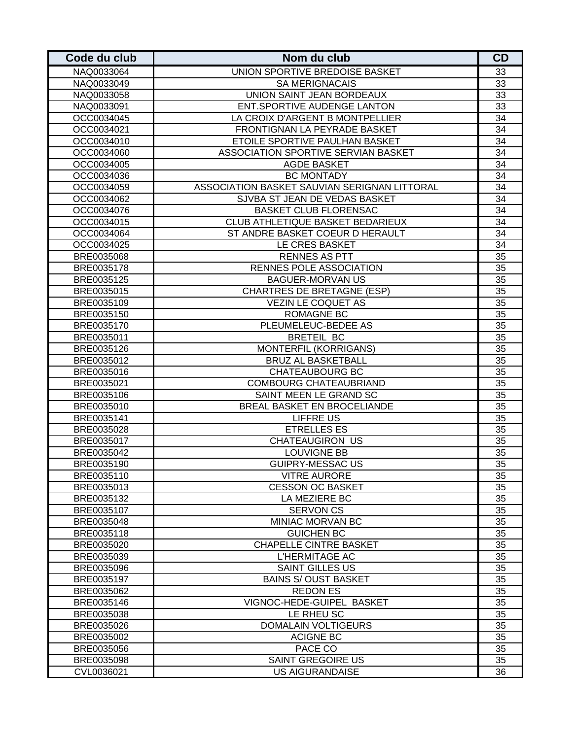| Code du club | Nom du club | CD |
|---|---|---|
| NAQ0033064 | UNION SPORTIVE BREDOISE BASKET | 33 |
| NAQ0033049 | SA MERIGNACAIS | 33 |
| NAQ0033058 | UNION SAINT JEAN BORDEAUX | 33 |
| NAQ0033091 | ENT.SPORTIVE AUDENGE LANTON | 33 |
| OCC0034045 | LA CROIX D'ARGENT B MONTPELLIER | 34 |
| OCC0034021 | FRONTIGNAN LA PEYRADE BASKET | 34 |
| OCC0034010 | ETOILE SPORTIVE PAULHAN BASKET | 34 |
| OCC0034060 | ASSOCIATION SPORTIVE SERVIAN BASKET | 34 |
| OCC0034005 | AGDE BASKET | 34 |
| OCC0034036 | BC MONTADY | 34 |
| OCC0034059 | ASSOCIATION BASKET SAUVIAN SERIGNAN LITTORAL | 34 |
| OCC0034062 | SJVBA ST JEAN DE VEDAS BASKET | 34 |
| OCC0034076 | BASKET CLUB FLORENSAC | 34 |
| OCC0034015 | CLUB ATHLETIQUE BASKET BEDARIEUX | 34 |
| OCC0034064 | ST ANDRE BASKET COEUR D HERAULT | 34 |
| OCC0034025 | LE CRES BASKET | 34 |
| BRE0035068 | RENNES AS PTT | 35 |
| BRE0035178 | RENNES POLE ASSOCIATION | 35 |
| BRE0035125 | BAGUER-MORVAN US | 35 |
| BRE0035015 | CHARTRES DE BRETAGNE (ESP) | 35 |
| BRE0035109 | VEZIN LE COQUET AS | 35 |
| BRE0035150 | ROMAGNE BC | 35 |
| BRE0035170 | PLEUMELEUC-BEDEE AS | 35 |
| BRE0035011 | BRETEIL BC | 35 |
| BRE0035126 | MONTERFIL (KORRIGANS) | 35 |
| BRE0035012 | BRUZ AL BASKETBALL | 35 |
| BRE0035016 | CHATEAUBOURG BC | 35 |
| BRE0035021 | COMBOURG CHATEAUBRIAND | 35 |
| BRE0035106 | SAINT MEEN LE GRAND SC | 35 |
| BRE0035010 | BREAL BASKET EN BROCELIANDE | 35 |
| BRE0035141 | LIFFRE US | 35 |
| BRE0035028 | ETRELLES ES | 35 |
| BRE0035017 | CHATEAUGIRON US | 35 |
| BRE0035042 | LOUVIGNE BB | 35 |
| BRE0035190 | GUIPRY-MESSAC US | 35 |
| BRE0035110 | VITRE AURORE | 35 |
| BRE0035013 | CESSON OC BASKET | 35 |
| BRE0035132 | LA MEZIERE BC | 35 |
| BRE0035107 | SERVON CS | 35 |
| BRE0035048 | MINIAC MORVAN BC | 35 |
| BRE0035118 | GUICHEN BC | 35 |
| BRE0035020 | CHAPELLE CINTRE BASKET | 35 |
| BRE0035039 | L'HERMITAGE AC | 35 |
| BRE0035096 | SAINT GILLES US | 35 |
| BRE0035197 | BAINS S/ OUST BASKET | 35 |
| BRE0035062 | REDON ES | 35 |
| BRE0035146 | VIGNOC-HEDE-GUIPEL BASKET | 35 |
| BRE0035038 | LE RHEU SC | 35 |
| BRE0035026 | DOMALAIN VOLTIGEURS | 35 |
| BRE0035002 | ACIGNE BC | 35 |
| BRE0035056 | PACE CO | 35 |
| BRE0035098 | SAINT GREGOIRE US | 35 |
| CVL0036021 | US AIGURANDAISE | 36 |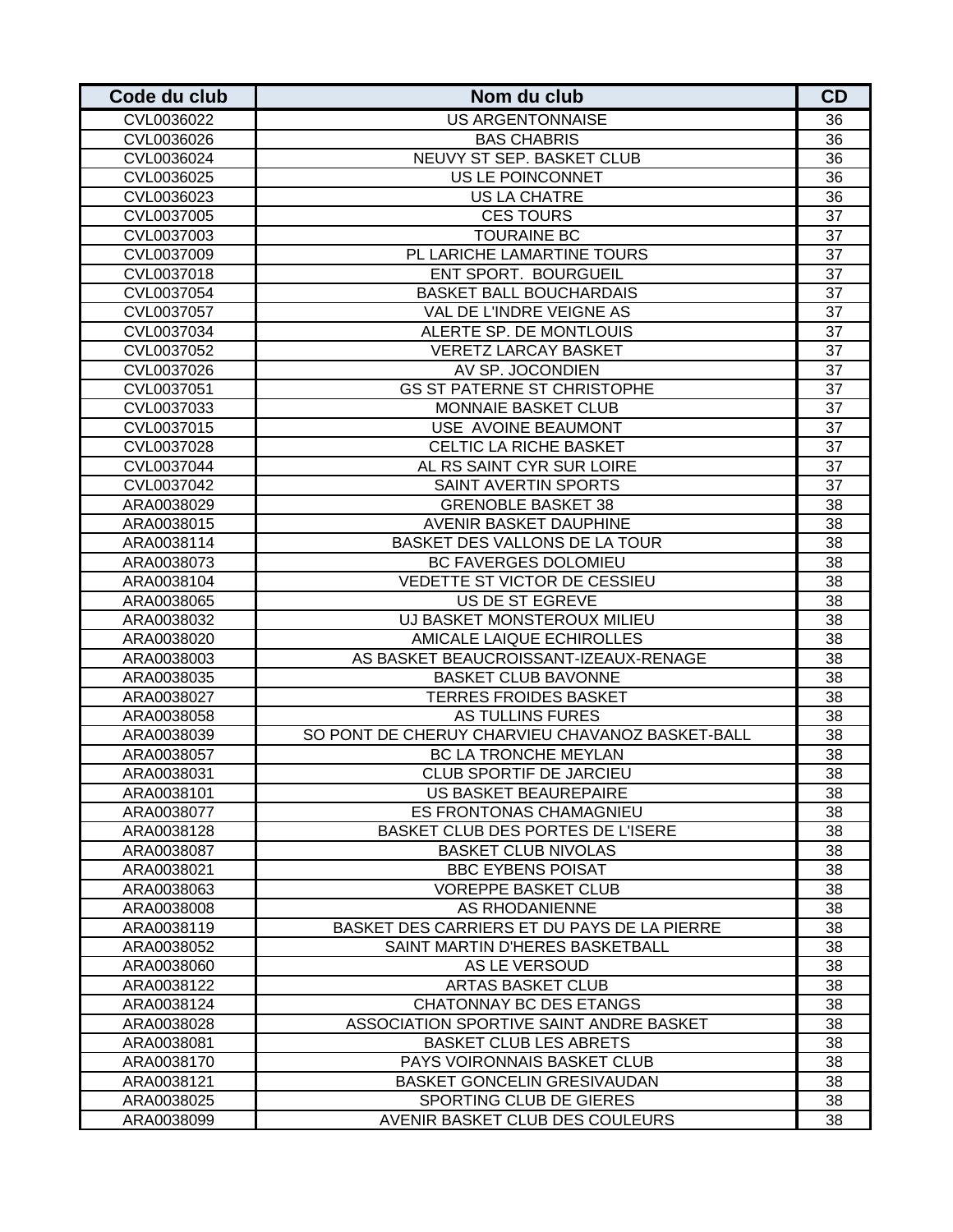| Code du club | Nom du club | CD |
|---|---|---|
| CVL0036022 | US ARGENTONNAISE | 36 |
| CVL0036026 | BAS CHABRIS | 36 |
| CVL0036024 | NEUVY ST SEP. BASKET CLUB | 36 |
| CVL0036025 | US LE POINCONNET | 36 |
| CVL0036023 | US LA CHATRE | 36 |
| CVL0037005 | CES TOURS | 37 |
| CVL0037003 | TOURAINE BC | 37 |
| CVL0037009 | PL LARICHE LAMARTINE TOURS | 37 |
| CVL0037018 | ENT SPORT. BOURGUEIL | 37 |
| CVL0037054 | BASKET BALL BOUCHARDAIS | 37 |
| CVL0037057 | VAL DE L'INDRE VEIGNE AS | 37 |
| CVL0037034 | ALERTE SP. DE MONTLOUIS | 37 |
| CVL0037052 | VERETZ LARCAY BASKET | 37 |
| CVL0037026 | AV SP. JOCONDIEN | 37 |
| CVL0037051 | GS ST PATERNE ST CHRISTOPHE | 37 |
| CVL0037033 | MONNAIE BASKET CLUB | 37 |
| CVL0037015 | USE AVOINE BEAUMONT | 37 |
| CVL0037028 | CELTIC LA RICHE BASKET | 37 |
| CVL0037044 | AL RS SAINT CYR SUR LOIRE | 37 |
| CVL0037042 | SAINT AVERTIN SPORTS | 37 |
| ARA0038029 | GRENOBLE BASKET 38 | 38 |
| ARA0038015 | AVENIR BASKET DAUPHINE | 38 |
| ARA0038114 | BASKET DES VALLONS DE LA TOUR | 38 |
| ARA0038073 | BC FAVERGES DOLOMIEU | 38 |
| ARA0038104 | VEDETTE ST VICTOR DE CESSIEU | 38 |
| ARA0038065 | US DE ST EGREVE | 38 |
| ARA0038032 | UJ BASKET MONSTEROUX MILIEU | 38 |
| ARA0038020 | AMICALE LAIQUE ECHIROLLES | 38 |
| ARA0038003 | AS BASKET BEAUCROISSANT-IZEAUX-RENAGE | 38 |
| ARA0038035 | BASKET CLUB BAVONNE | 38 |
| ARA0038027 | TERRES FROIDES BASKET | 38 |
| ARA0038058 | AS TULLINS FURES | 38 |
| ARA0038039 | SO PONT DE CHERUY CHARVIEU CHAVANOZ BASKET-BALL | 38 |
| ARA0038057 | BC LA TRONCHE MEYLAN | 38 |
| ARA0038031 | CLUB SPORTIF DE JARCIEU | 38 |
| ARA0038101 | US BASKET BEAUREPAIRE | 38 |
| ARA0038077 | ES FRONTONAS CHAMAGNIEU | 38 |
| ARA0038128 | BASKET CLUB DES PORTES DE L'ISERE | 38 |
| ARA0038087 | BASKET CLUB NIVOLAS | 38 |
| ARA0038021 | BBC EYBENS POISAT | 38 |
| ARA0038063 | VOREPPE BASKET CLUB | 38 |
| ARA0038008 | AS RHODANIENNE | 38 |
| ARA0038119 | BASKET DES CARRIERS ET DU PAYS DE LA PIERRE | 38 |
| ARA0038052 | SAINT MARTIN D'HERES BASKETBALL | 38 |
| ARA0038060 | AS LE VERSOUD | 38 |
| ARA0038122 | ARTAS BASKET CLUB | 38 |
| ARA0038124 | CHATONNAY BC DES ETANGS | 38 |
| ARA0038028 | ASSOCIATION SPORTIVE SAINT ANDRE BASKET | 38 |
| ARA0038081 | BASKET CLUB LES ABRETS | 38 |
| ARA0038170 | PAYS VOIRONNAIS BASKET CLUB | 38 |
| ARA0038121 | BASKET GONCELIN GRESIVAUDAN | 38 |
| ARA0038025 | SPORTING CLUB DE GIERES | 38 |
| ARA0038099 | AVENIR BASKET CLUB DES COULEURS | 38 |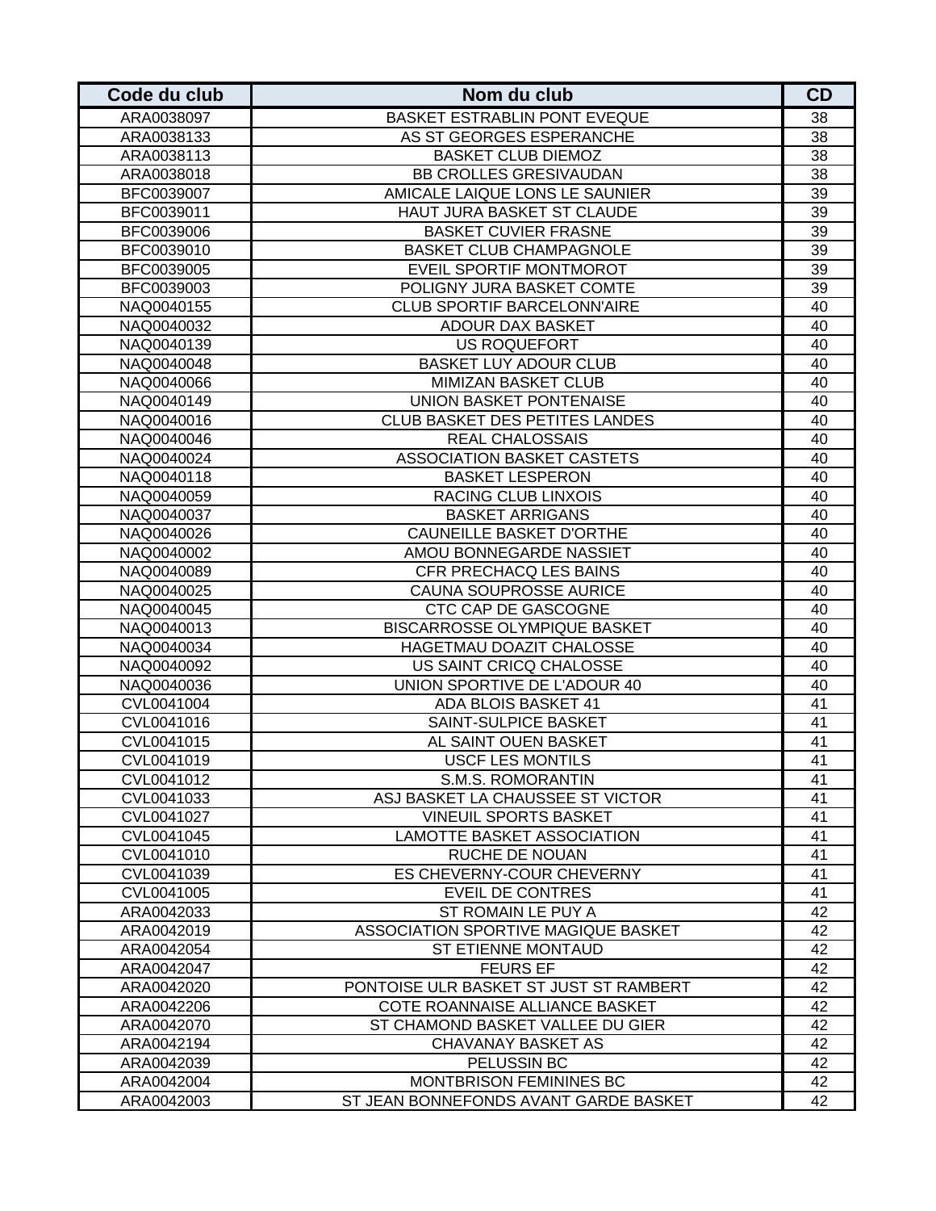| Code du club | Nom du club | CD |
| --- | --- | --- |
| ARA0038097 | BASKET ESTRABLIN PONT EVEQUE | 38 |
| ARA0038133 | AS ST GEORGES ESPERANCHE | 38 |
| ARA0038113 | BASKET CLUB DIEMOZ | 38 |
| ARA0038018 | BB CROLLES GRESIVAUDAN | 38 |
| BFC0039007 | AMICALE LAIQUE LONS LE SAUNIER | 39 |
| BFC0039011 | HAUT JURA BASKET ST CLAUDE | 39 |
| BFC0039006 | BASKET CUVIER FRASNE | 39 |
| BFC0039010 | BASKET CLUB CHAMPAGNOLE | 39 |
| BFC0039005 | EVEIL SPORTIF MONTMOROT | 39 |
| BFC0039003 | POLIGNY JURA BASKET COMTE | 39 |
| NAQ0040155 | CLUB SPORTIF BARCELONN'AIRE | 40 |
| NAQ0040032 | ADOUR DAX BASKET | 40 |
| NAQ0040139 | US ROQUEFORT | 40 |
| NAQ0040048 | BASKET LUY ADOUR CLUB | 40 |
| NAQ0040066 | MIMIZAN BASKET CLUB | 40 |
| NAQ0040149 | UNION BASKET PONTENAISE | 40 |
| NAQ0040016 | CLUB BASKET DES PETITES LANDES | 40 |
| NAQ0040046 | REAL CHALOSSAIS | 40 |
| NAQ0040024 | ASSOCIATION BASKET CASTETS | 40 |
| NAQ0040118 | BASKET LESPERON | 40 |
| NAQ0040059 | RACING CLUB LINXOIS | 40 |
| NAQ0040037 | BASKET ARRIGANS | 40 |
| NAQ0040026 | CAUNEILLE BASKET D'ORTHE | 40 |
| NAQ0040002 | AMOU BONNEGARDE NASSIET | 40 |
| NAQ0040089 | CFR PRECHACQ LES BAINS | 40 |
| NAQ0040025 | CAUNA SOUPROSSE AURICE | 40 |
| NAQ0040045 | CTC CAP DE GASCOGNE | 40 |
| NAQ0040013 | BISCARROSSE OLYMPIQUE BASKET | 40 |
| NAQ0040034 | HAGETMAU DOAZIT CHALOSSE | 40 |
| NAQ0040092 | US SAINT CRICQ CHALOSSE | 40 |
| NAQ0040036 | UNION SPORTIVE DE L'ADOUR 40 | 40 |
| CVL0041004 | ADA BLOIS BASKET 41 | 41 |
| CVL0041016 | SAINT-SULPICE BASKET | 41 |
| CVL0041015 | AL SAINT OUEN BASKET | 41 |
| CVL0041019 | USCF LES MONTILS | 41 |
| CVL0041012 | S.M.S. ROMORANTIN | 41 |
| CVL0041033 | ASJ BASKET LA CHAUSSEE ST VICTOR | 41 |
| CVL0041027 | VINEUIL SPORTS BASKET | 41 |
| CVL0041045 | LAMOTTE BASKET ASSOCIATION | 41 |
| CVL0041010 | RUCHE DE NOUAN | 41 |
| CVL0041039 | ES CHEVERNY-COUR CHEVERNY | 41 |
| CVL0041005 | EVEIL DE CONTRES | 41 |
| ARA0042033 | ST ROMAIN LE PUY A | 42 |
| ARA0042019 | ASSOCIATION SPORTIVE MAGIQUE BASKET | 42 |
| ARA0042054 | ST ETIENNE MONTAUD | 42 |
| ARA0042047 | FEURS EF | 42 |
| ARA0042020 | PONTOISE ULR BASKET ST JUST ST RAMBERT | 42 |
| ARA0042206 | COTE ROANNAISE ALLIANCE BASKET | 42 |
| ARA0042070 | ST CHAMOND BASKET VALLEE DU GIER | 42 |
| ARA0042194 | CHAVANAY BASKET AS | 42 |
| ARA0042039 | PELUSSIN BC | 42 |
| ARA0042004 | MONTBRISON FEMININES BC | 42 |
| ARA0042003 | ST JEAN BONNEFONDS AVANT GARDE BASKET | 42 |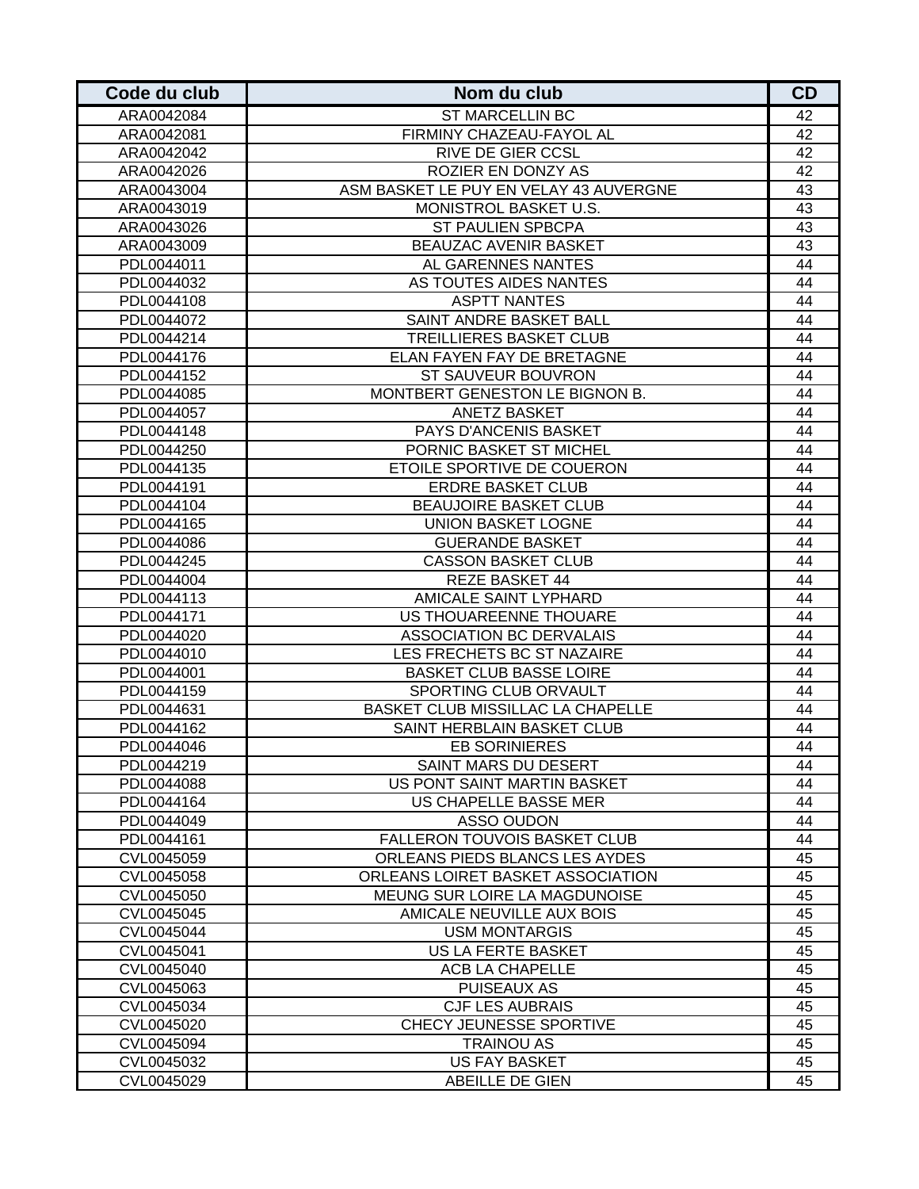| Code du club | Nom du club | CD |
| --- | --- | --- |
| ARA0042084 | ST MARCELLIN BC | 42 |
| ARA0042081 | FIRMINY CHAZEAU-FAYOL AL | 42 |
| ARA0042042 | RIVE DE GIER CCSL | 42 |
| ARA0042026 | ROZIER EN DONZY AS | 42 |
| ARA0043004 | ASM BASKET LE PUY EN VELAY 43 AUVERGNE | 43 |
| ARA0043019 | MONISTROL BASKET U.S. | 43 |
| ARA0043026 | ST PAULIEN SPBCPA | 43 |
| ARA0043009 | BEAUZAC AVENIR BASKET | 43 |
| PDL0044011 | AL GARENNES NANTES | 44 |
| PDL0044032 | AS TOUTES AIDES NANTES | 44 |
| PDL0044108 | ASPTT NANTES | 44 |
| PDL0044072 | SAINT ANDRE BASKET BALL | 44 |
| PDL0044214 | TREILLIERES BASKET CLUB | 44 |
| PDL0044176 | ELAN FAYEN FAY DE BRETAGNE | 44 |
| PDL0044152 | ST SAUVEUR BOUVRON | 44 |
| PDL0044085 | MONTBERT GENESTON LE BIGNON B. | 44 |
| PDL0044057 | ANETZ BASKET | 44 |
| PDL0044148 | PAYS D'ANCENIS BASKET | 44 |
| PDL0044250 | PORNIC BASKET ST MICHEL | 44 |
| PDL0044135 | ETOILE SPORTIVE DE COUERON | 44 |
| PDL0044191 | ERDRE BASKET CLUB | 44 |
| PDL0044104 | BEAUJOIRE BASKET CLUB | 44 |
| PDL0044165 | UNION BASKET LOGNE | 44 |
| PDL0044086 | GUERANDE BASKET | 44 |
| PDL0044245 | CASSON BASKET CLUB | 44 |
| PDL0044004 | REZE BASKET 44 | 44 |
| PDL0044113 | AMICALE SAINT LYPHARD | 44 |
| PDL0044171 | US THOUAREENNE THOUARE | 44 |
| PDL0044020 | ASSOCIATION BC DERVALAIS | 44 |
| PDL0044010 | LES FRECHETS BC ST NAZAIRE | 44 |
| PDL0044001 | BASKET CLUB BASSE LOIRE | 44 |
| PDL0044159 | SPORTING CLUB ORVAULT | 44 |
| PDL0044631 | BASKET CLUB MISSILLAC LA CHAPELLE | 44 |
| PDL0044162 | SAINT HERBLAIN BASKET CLUB | 44 |
| PDL0044046 | EB SORINIERES | 44 |
| PDL0044219 | SAINT MARS DU DESERT | 44 |
| PDL0044088 | US PONT SAINT MARTIN BASKET | 44 |
| PDL0044164 | US CHAPELLE BASSE MER | 44 |
| PDL0044049 | ASSO OUDON | 44 |
| PDL0044161 | FALLERON TOUVOIS BASKET CLUB | 44 |
| CVL0045059 | ORLEANS PIEDS BLANCS LES AYDES | 45 |
| CVL0045058 | ORLEANS LOIRET BASKET ASSOCIATION | 45 |
| CVL0045050 | MEUNG SUR LOIRE LA MAGDUNOISE | 45 |
| CVL0045045 | AMICALE NEUVILLE AUX BOIS | 45 |
| CVL0045044 | USM MONTARGIS | 45 |
| CVL0045041 | US LA FERTE BASKET | 45 |
| CVL0045040 | ACB LA CHAPELLE | 45 |
| CVL0045063 | PUISEAUX AS | 45 |
| CVL0045034 | CJF LES AUBRAIS | 45 |
| CVL0045020 | CHECY JEUNESSE SPORTIVE | 45 |
| CVL0045094 | TRAINOU AS | 45 |
| CVL0045032 | US FAY BASKET | 45 |
| CVL0045029 | ABEILLE DE GIEN | 45 |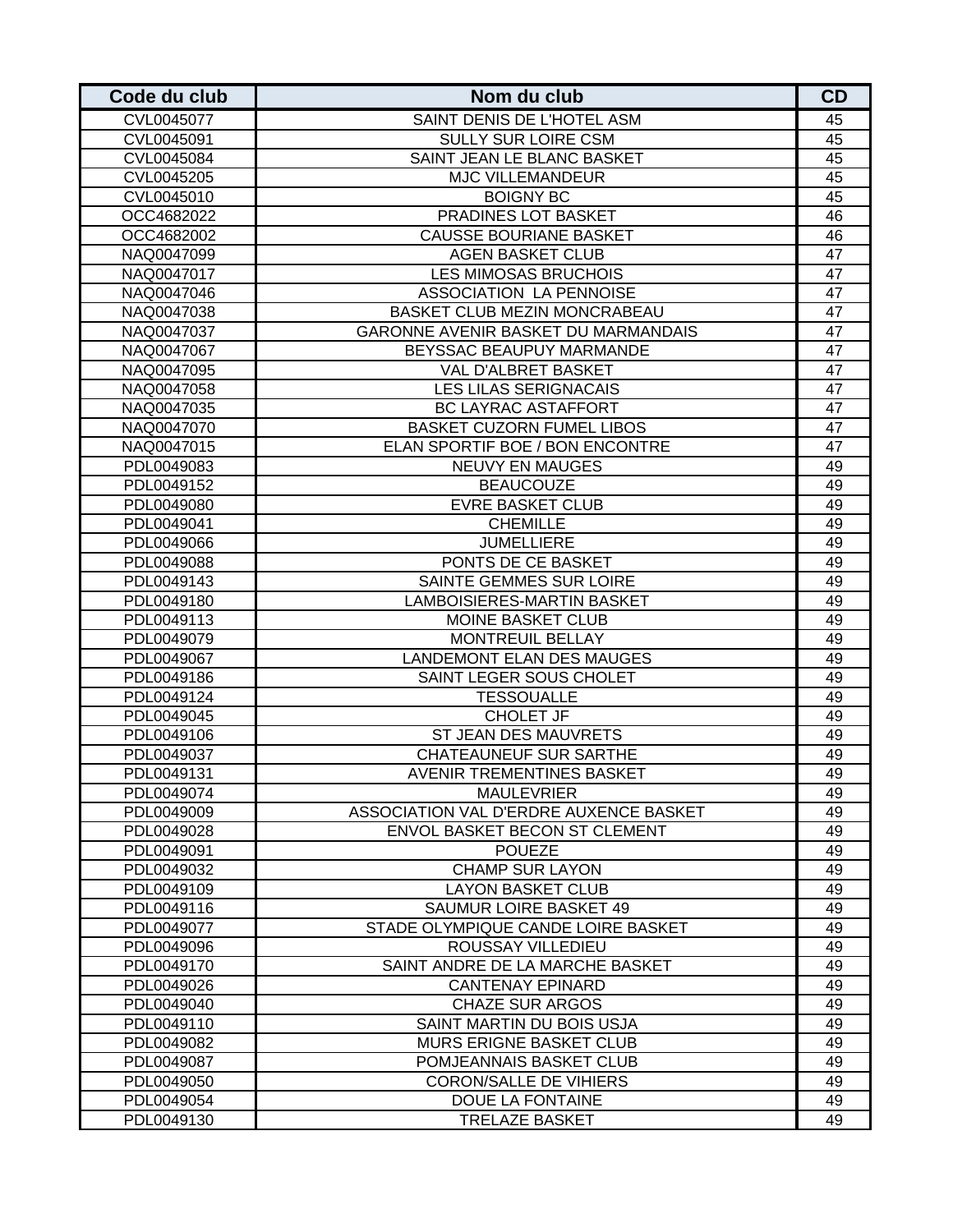| Code du club | Nom du club | CD |
|---|---|---|
| CVL0045077 | SAINT DENIS DE L'HOTEL ASM | 45 |
| CVL0045091 | SULLY SUR LOIRE CSM | 45 |
| CVL0045084 | SAINT JEAN LE BLANC BASKET | 45 |
| CVL0045205 | MJC VILLEMANDEUR | 45 |
| CVL0045010 | BOIGNY BC | 45 |
| OCC4682022 | PRADINES LOT BASKET | 46 |
| OCC4682002 | CAUSSE BOURIANE BASKET | 46 |
| NAQ0047099 | AGEN BASKET CLUB | 47 |
| NAQ0047017 | LES MIMOSAS BRUCHOIS | 47 |
| NAQ0047046 | ASSOCIATION  LA PENNOISE | 47 |
| NAQ0047038 | BASKET CLUB MEZIN MONCRABEAU | 47 |
| NAQ0047037 | GARONNE AVENIR BASKET DU MARMANDAIS | 47 |
| NAQ0047067 | BEYSSAC BEAUPUY MARMANDE | 47 |
| NAQ0047095 | VAL D'ALBRET BASKET | 47 |
| NAQ0047058 | LES LILAS SERIGNACAIS | 47 |
| NAQ0047035 | BC LAYRAC ASTAFFORT | 47 |
| NAQ0047070 | BASKET CUZORN FUMEL LIBOS | 47 |
| NAQ0047015 | ELAN SPORTIF BOE / BON ENCONTRE | 47 |
| PDL0049083 | NEUVY EN MAUGES | 49 |
| PDL0049152 | BEAUCOUZE | 49 |
| PDL0049080 | EVRE BASKET CLUB | 49 |
| PDL0049041 | CHEMILLE | 49 |
| PDL0049066 | JUMELLIERE | 49 |
| PDL0049088 | PONTS DE CE BASKET | 49 |
| PDL0049143 | SAINTE GEMMES SUR LOIRE | 49 |
| PDL0049180 | LAMBOISIERES-MARTIN BASKET | 49 |
| PDL0049113 | MOINE BASKET CLUB | 49 |
| PDL0049079 | MONTREUIL BELLAY | 49 |
| PDL0049067 | LANDEMONT ELAN DES MAUGES | 49 |
| PDL0049186 | SAINT LEGER SOUS CHOLET | 49 |
| PDL0049124 | TESSOUALLE | 49 |
| PDL0049045 | CHOLET JF | 49 |
| PDL0049106 | ST JEAN DES MAUVRETS | 49 |
| PDL0049037 | CHATEAUNEUF SUR SARTHE | 49 |
| PDL0049131 | AVENIR TREMENTINES BASKET | 49 |
| PDL0049074 | MAULEVRIER | 49 |
| PDL0049009 | ASSOCIATION VAL D'ERDRE AUXENCE BASKET | 49 |
| PDL0049028 | ENVOL BASKET BECON ST CLEMENT | 49 |
| PDL0049091 | POUEZE | 49 |
| PDL0049032 | CHAMP SUR LAYON | 49 |
| PDL0049109 | LAYON BASKET CLUB | 49 |
| PDL0049116 | SAUMUR LOIRE BASKET 49 | 49 |
| PDL0049077 | STADE OLYMPIQUE CANDE LOIRE BASKET | 49 |
| PDL0049096 | ROUSSAY VILLEDIEU | 49 |
| PDL0049170 | SAINT ANDRE DE LA MARCHE BASKET | 49 |
| PDL0049026 | CANTENAY EPINARD | 49 |
| PDL0049040 | CHAZE SUR ARGOS | 49 |
| PDL0049110 | SAINT MARTIN DU BOIS USJA | 49 |
| PDL0049082 | MURS ERIGNE BASKET CLUB | 49 |
| PDL0049087 | POMJEANNAIS BASKET CLUB | 49 |
| PDL0049050 | CORON/SALLE DE VIHIERS | 49 |
| PDL0049054 | DOUE LA FONTAINE | 49 |
| PDL0049130 | TRELAZE BASKET | 49 |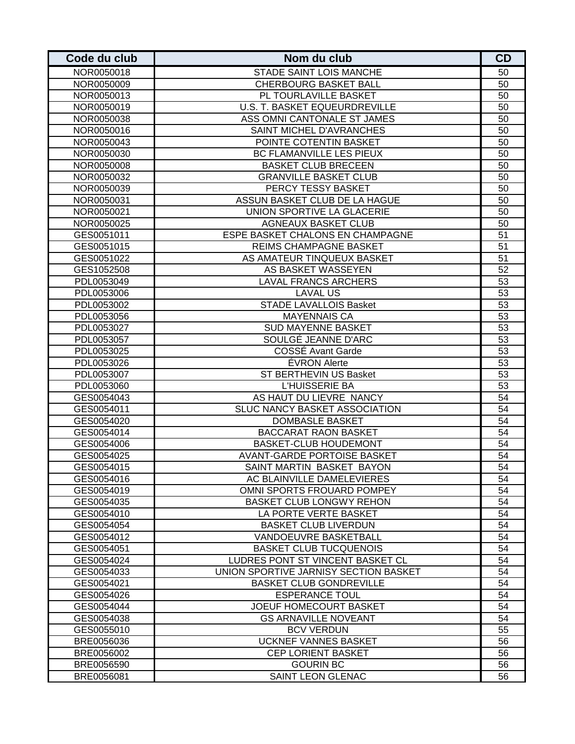| Code du club | Nom du club | CD |
|---|---|---|
| NOR0050018 | STADE SAINT LOIS MANCHE | 50 |
| NOR0050009 | CHERBOURG BASKET BALL | 50 |
| NOR0050013 | PL TOURLAVILLE BASKET | 50 |
| NOR0050019 | U.S. T. BASKET EQUEURDREVILLE | 50 |
| NOR0050038 | ASS OMNI CANTONALE ST JAMES | 50 |
| NOR0050016 | SAINT MICHEL D'AVRANCHES | 50 |
| NOR0050043 | POINTE COTENTIN BASKET | 50 |
| NOR0050030 | BC FLAMANVILLE LES PIEUX | 50 |
| NOR0050008 | BASKET CLUB BRECEEN | 50 |
| NOR0050032 | GRANVILLE BASKET CLUB | 50 |
| NOR0050039 | PERCY TESSY BASKET | 50 |
| NOR0050031 | ASSUN BASKET CLUB DE LA HAGUE | 50 |
| NOR0050021 | UNION SPORTIVE LA GLACERIE | 50 |
| NOR0050025 | AGNEAUX BASKET CLUB | 50 |
| GES0051011 | ESPE BASKET CHALONS EN CHAMPAGNE | 51 |
| GES0051015 | REIMS CHAMPAGNE BASKET | 51 |
| GES0051022 | AS AMATEUR TINQUEUX BASKET | 51 |
| GES1052508 | AS BASKET WASSEYEN | 52 |
| PDL0053049 | LAVAL FRANCS ARCHERS | 53 |
| PDL0053006 | LAVAL US | 53 |
| PDL0053002 | STADE LAVALLOIS Basket | 53 |
| PDL0053056 | MAYENNAIS CA | 53 |
| PDL0053027 | SUD MAYENNE BASKET | 53 |
| PDL0053057 | SOULGÉ JEANNE D'ARC | 53 |
| PDL0053025 | COSSÉ Avant Garde | 53 |
| PDL0053026 | ÉVRON Alerte | 53 |
| PDL0053007 | ST BERTHEVIN US Basket | 53 |
| PDL0053060 | L'HUISSERIE BA | 53 |
| GES0054043 | AS HAUT DU LIEVRE NANCY | 54 |
| GES0054011 | SLUC NANCY BASKET ASSOCIATION | 54 |
| GES0054020 | DOMBASLE BASKET | 54 |
| GES0054014 | BACCARAT RAON BASKET | 54 |
| GES0054006 | BASKET-CLUB HOUDEMONT | 54 |
| GES0054025 | AVANT-GARDE PORTOISE BASKET | 54 |
| GES0054015 | SAINT MARTIN BASKET BAYON | 54 |
| GES0054016 | AC BLAINVILLE DAMELEVIERES | 54 |
| GES0054019 | OMNI SPORTS FROUARD POMPEY | 54 |
| GES0054035 | BASKET CLUB LONGWY REHON | 54 |
| GES0054010 | LA PORTE VERTE BASKET | 54 |
| GES0054054 | BASKET CLUB LIVERDUN | 54 |
| GES0054012 | VANDOEUVRE BASKETBALL | 54 |
| GES0054051 | BASKET CLUB TUCQUENOIS | 54 |
| GES0054024 | LUDRES PONT ST VINCENT BASKET CL | 54 |
| GES0054033 | UNION SPORTIVE JARNISY SECTION BASKET | 54 |
| GES0054021 | BASKET CLUB GONDREVILLE | 54 |
| GES0054026 | ESPERANCE TOUL | 54 |
| GES0054044 | JOEUF HOMECOURT BASKET | 54 |
| GES0054038 | GS ARNAVILLE NOVEANT | 54 |
| GES0055010 | BCV VERDUN | 55 |
| BRE0056036 | UCKNEF VANNES BASKET | 56 |
| BRE0056002 | CEP LORIENT BASKET | 56 |
| BRE0056590 | GOURIN BC | 56 |
| BRE0056081 | SAINT LEON GLENAC | 56 |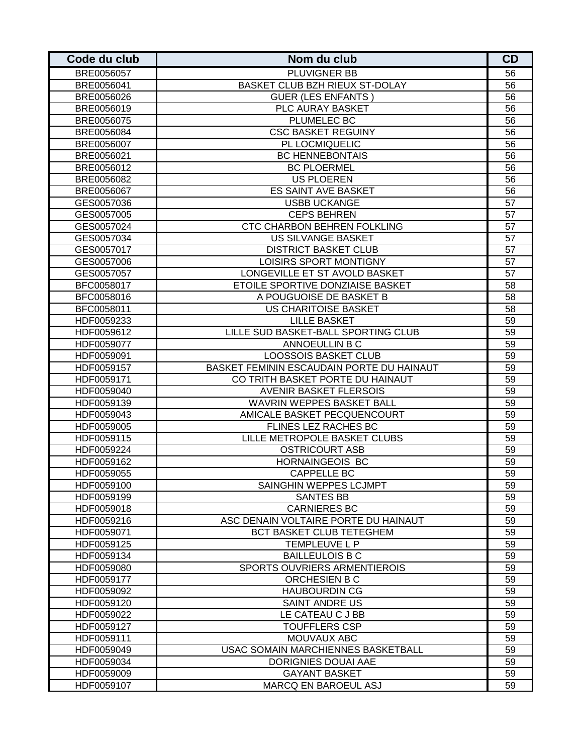| Code du club | Nom du club | CD |
|---|---|---|
| BRE0056057 | PLUVIGNER BB | 56 |
| BRE0056041 | BASKET CLUB BZH RIEUX ST-DOLAY | 56 |
| BRE0056026 | GUER (LES ENFANTS ) | 56 |
| BRE0056019 | PLC AURAY BASKET | 56 |
| BRE0056075 | PLUMELEC BC | 56 |
| BRE0056084 | CSC BASKET REGUINY | 56 |
| BRE0056007 | PL LOCMIQUELIC | 56 |
| BRE0056021 | BC HENNEBONTAIS | 56 |
| BRE0056012 | BC PLOERMEL | 56 |
| BRE0056082 | US PLOEREN | 56 |
| BRE0056067 | ES SAINT AVE BASKET | 56 |
| GES0057036 | USBB UCKANGE | 57 |
| GES0057005 | CEPS BEHREN | 57 |
| GES0057024 | CTC CHARBON BEHREN FOLKLING | 57 |
| GES0057034 | US SILVANGE BASKET | 57 |
| GES0057017 | DISTRICT BASKET CLUB | 57 |
| GES0057006 | LOISIRS SPORT MONTIGNY | 57 |
| GES0057057 | LONGEVILLE ET ST AVOLD BASKET | 57 |
| BFC0058017 | ETOILE SPORTIVE DONZIAISE BASKET | 58 |
| BFC0058016 | A POUGUOISE DE BASKET B | 58 |
| BFC0058011 | US CHARITOISE BASKET | 58 |
| HDF0059233 | LILLE BASKET | 59 |
| HDF0059612 | LILLE SUD BASKET-BALL SPORTING CLUB | 59 |
| HDF0059077 | ANNOEULLIN B C | 59 |
| HDF0059091 | LOOSSOIS BASKET CLUB | 59 |
| HDF0059157 | BASKET FEMININ ESCAUDAIN PORTE DU HAINAUT | 59 |
| HDF0059171 | CO TRITH BASKET PORTE DU HAINAUT | 59 |
| HDF0059040 | AVENIR BASKET FLERSOIS | 59 |
| HDF0059139 | WAVRIN WEPPES BASKET BALL | 59 |
| HDF0059043 | AMICALE BASKET PECQUENCOURT | 59 |
| HDF0059005 | FLINES LEZ RACHES BC | 59 |
| HDF0059115 | LILLE METROPOLE BASKET CLUBS | 59 |
| HDF0059224 | OSTRICOURT ASB | 59 |
| HDF0059162 | HORNAINGEOIS BC | 59 |
| HDF0059055 | CAPPELLE BC | 59 |
| HDF0059100 | SAINGHIN WEPPES LCJMPT | 59 |
| HDF0059199 | SANTES BB | 59 |
| HDF0059018 | CARNIERES BC | 59 |
| HDF0059216 | ASC DENAIN VOLTAIRE PORTE DU HAINAUT | 59 |
| HDF0059071 | BCT BASKET CLUB TETEGHEM | 59 |
| HDF0059125 | TEMPLEUVE L P | 59 |
| HDF0059134 | BAILLEULOIS B C | 59 |
| HDF0059080 | SPORTS OUVRIERS ARMENTIEROIS | 59 |
| HDF0059177 | ORCHESIEN B C | 59 |
| HDF0059092 | HAUBOURDIN CG | 59 |
| HDF0059120 | SAINT ANDRE US | 59 |
| HDF0059022 | LE CATEAU C J BB | 59 |
| HDF0059127 | TOUFFLERS CSP | 59 |
| HDF0059111 | MOUVAUX ABC | 59 |
| HDF0059049 | USAC SOMAIN MARCHIENNES BASKETBALL | 59 |
| HDF0059034 | DORIGNIES DOUAI AAE | 59 |
| HDF0059009 | GAYANT BASKET | 59 |
| HDF0059107 | MARCQ EN BAROEUL ASJ | 59 |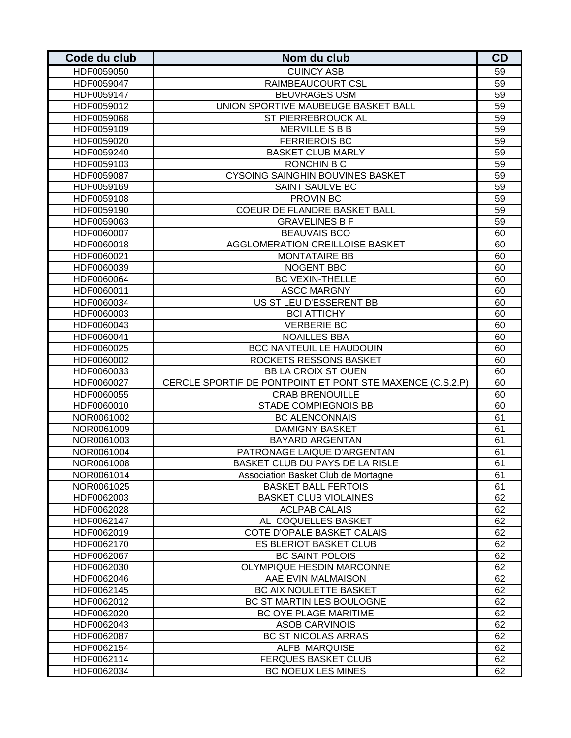| Code du club | Nom du club | CD |
|---|---|---|
| HDF0059050 | CUINCY ASB | 59 |
| HDF0059047 | RAIMBEAUCOURT CSL | 59 |
| HDF0059147 | BEUVRAGES USM | 59 |
| HDF0059012 | UNION SPORTIVE MAUBEUGE BASKET BALL | 59 |
| HDF0059068 | ST PIERREBROUCK AL | 59 |
| HDF0059109 | MERVILLE S B B | 59 |
| HDF0059020 | FERRIEROIS BC | 59 |
| HDF0059240 | BASKET CLUB MARLY | 59 |
| HDF0059103 | RONCHIN B C | 59 |
| HDF0059087 | CYSOING SAINGHIN BOUVINES BASKET | 59 |
| HDF0059169 | SAINT SAULVE BC | 59 |
| HDF0059108 | PROVIN BC | 59 |
| HDF0059190 | COEUR DE FLANDRE BASKET BALL | 59 |
| HDF0059063 | GRAVELINES B F | 59 |
| HDF0060007 | BEAUVAIS BCO | 60 |
| HDF0060018 | AGGLOMERATION CREILLOISE BASKET | 60 |
| HDF0060021 | MONTATAIRE BB | 60 |
| HDF0060039 | NOGENT BBC | 60 |
| HDF0060064 | BC VEXIN-THELLE | 60 |
| HDF0060011 | ASCC MARGNY | 60 |
| HDF0060034 | US ST LEU D'ESSERENT BB | 60 |
| HDF0060003 | BCI ATTICHY | 60 |
| HDF0060043 | VERBERIE BC | 60 |
| HDF0060041 | NOAILLES BBA | 60 |
| HDF0060025 | BCC NANTEUIL LE HAUDOUIN | 60 |
| HDF0060002 | ROCKETS RESSONS BASKET | 60 |
| HDF0060033 | BB LA CROIX ST OUEN | 60 |
| HDF0060027 | CERCLE SPORTIF DE PONTPOINT ET PONT STE MAXENCE (C.S.2.P) | 60 |
| HDF0060055 | CRAB BRENOUILLE | 60 |
| HDF0060010 | STADE COMPIEGNOIS BB | 60 |
| NOR0061002 | BC ALENCONNAIS | 61 |
| NOR0061009 | DAMIGNY BASKET | 61 |
| NOR0061003 | BAYARD ARGENTAN | 61 |
| NOR0061004 | PATRONAGE LAIQUE D'ARGENTAN | 61 |
| NOR0061008 | BASKET CLUB DU PAYS DE LA RISLE | 61 |
| NOR0061014 | Association Basket Club de Mortagne | 61 |
| NOR0061025 | BASKET BALL FERTOIS | 61 |
| HDF0062003 | BASKET CLUB VIOLAINES | 62 |
| HDF0062028 | ACLPAB CALAIS | 62 |
| HDF0062147 | AL COQUELLES BASKET | 62 |
| HDF0062019 | COTE D'OPALE BASKET CALAIS | 62 |
| HDF0062170 | ES BLERIOT BASKET CLUB | 62 |
| HDF0062067 | BC SAINT POLOIS | 62 |
| HDF0062030 | OLYMPIQUE HESDIN MARCONNE | 62 |
| HDF0062046 | AAE EVIN MALMAISON | 62 |
| HDF0062145 | BC AIX NOULETTE BASKET | 62 |
| HDF0062012 | BC ST MARTIN LES BOULOGNE | 62 |
| HDF0062020 | BC OYE PLAGE MARITIME | 62 |
| HDF0062043 | ASOB CARVINOIS | 62 |
| HDF0062087 | BC ST NICOLAS ARRAS | 62 |
| HDF0062154 | ALFB MARQUISE | 62 |
| HDF0062114 | FERQUES BASKET CLUB | 62 |
| HDF0062034 | BC NOEUX LES MINES | 62 |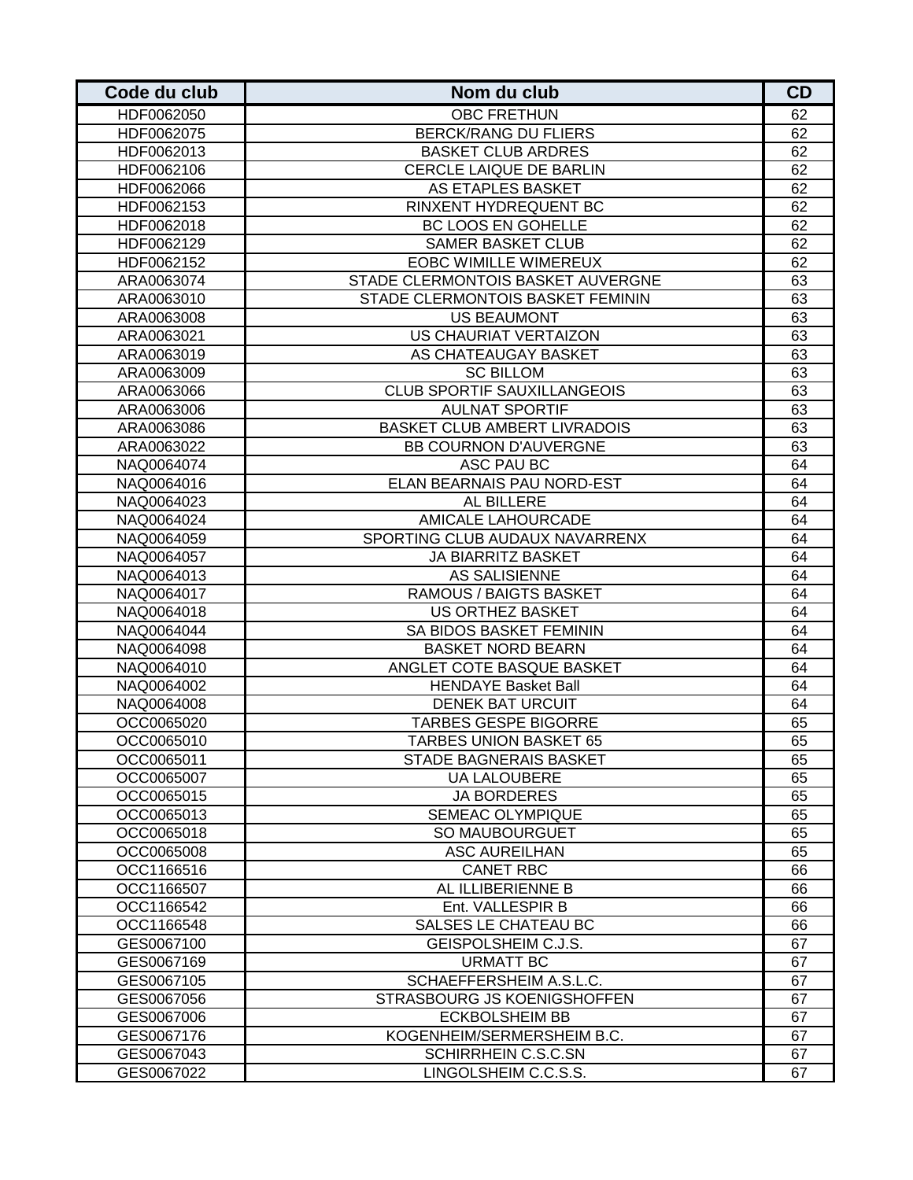| Code du club | Nom du club | CD |
| --- | --- | --- |
| HDF0062050 | OBC FRETHUN | 62 |
| HDF0062075 | BERCK/RANG DU FLIERS | 62 |
| HDF0062013 | BASKET CLUB ARDRES | 62 |
| HDF0062106 | CERCLE LAIQUE DE BARLIN | 62 |
| HDF0062066 | AS ETAPLES BASKET | 62 |
| HDF0062153 | RINXENT HYDREQUENT BC | 62 |
| HDF0062018 | BC LOOS EN GOHELLE | 62 |
| HDF0062129 | SAMER BASKET CLUB | 62 |
| HDF0062152 | EOBC WIMILLE WIMEREUX | 62 |
| ARA0063074 | STADE CLERMONTOIS BASKET AUVERGNE | 63 |
| ARA0063010 | STADE CLERMONTOIS BASKET FEMININ | 63 |
| ARA0063008 | US BEAUMONT | 63 |
| ARA0063021 | US CHAURIAT VERTAIZON | 63 |
| ARA0063019 | AS CHATEAUGAY BASKET | 63 |
| ARA0063009 | SC BILLOM | 63 |
| ARA0063066 | CLUB SPORTIF SAUXILLANGEOIS | 63 |
| ARA0063006 | AULNAT SPORTIF | 63 |
| ARA0063086 | BASKET CLUB AMBERT LIVRADOIS | 63 |
| ARA0063022 | BB COURNON D'AUVERGNE | 63 |
| NAQ0064074 | ASC PAU BC | 64 |
| NAQ0064016 | ELAN BEARNAIS PAU NORD-EST | 64 |
| NAQ0064023 | AL BILLERE | 64 |
| NAQ0064024 | AMICALE LAHOURCADE | 64 |
| NAQ0064059 | SPORTING CLUB AUDAUX NAVARRENX | 64 |
| NAQ0064057 | JA BIARRITZ BASKET | 64 |
| NAQ0064013 | AS SALISIENNE | 64 |
| NAQ0064017 | RAMOUS / BAIGTS BASKET | 64 |
| NAQ0064018 | US ORTHEZ BASKET | 64 |
| NAQ0064044 | SA BIDOS BASKET FEMININ | 64 |
| NAQ0064098 | BASKET NORD BEARN | 64 |
| NAQ0064010 | ANGLET COTE BASQUE BASKET | 64 |
| NAQ0064002 | HENDAYE Basket Ball | 64 |
| NAQ0064008 | DENEK BAT URCUIT | 64 |
| OCC0065020 | TARBES GESPE BIGORRE | 65 |
| OCC0065010 | TARBES UNION BASKET 65 | 65 |
| OCC0065011 | STADE BAGNERAIS BASKET | 65 |
| OCC0065007 | UA LALOUBERE | 65 |
| OCC0065015 | JA BORDERES | 65 |
| OCC0065013 | SEMEAC OLYMPIQUE | 65 |
| OCC0065018 | SO MAUBOURGUET | 65 |
| OCC0065008 | ASC AUREILHAN | 65 |
| OCC1166516 | CANET RBC | 66 |
| OCC1166507 | AL ILLIBERIENNE B | 66 |
| OCC1166542 | Ent. VALLESPIR B | 66 |
| OCC1166548 | SALSES LE CHATEAU BC | 66 |
| GES0067100 | GEISPOLSHEIM C.J.S. | 67 |
| GES0067169 | URMATT BC | 67 |
| GES0067105 | SCHAEFFERSHEIM A.S.L.C. | 67 |
| GES0067056 | STRASBOURG JS KOENIGSHOFFEN | 67 |
| GES0067006 | ECKBOLSHEIM BB | 67 |
| GES0067176 | KOGENHEIM/SERMERSHEIM B.C. | 67 |
| GES0067043 | SCHIRRHEIN C.S.C.SN | 67 |
| GES0067022 | LINGOLSHEIM C.C.S.S. | 67 |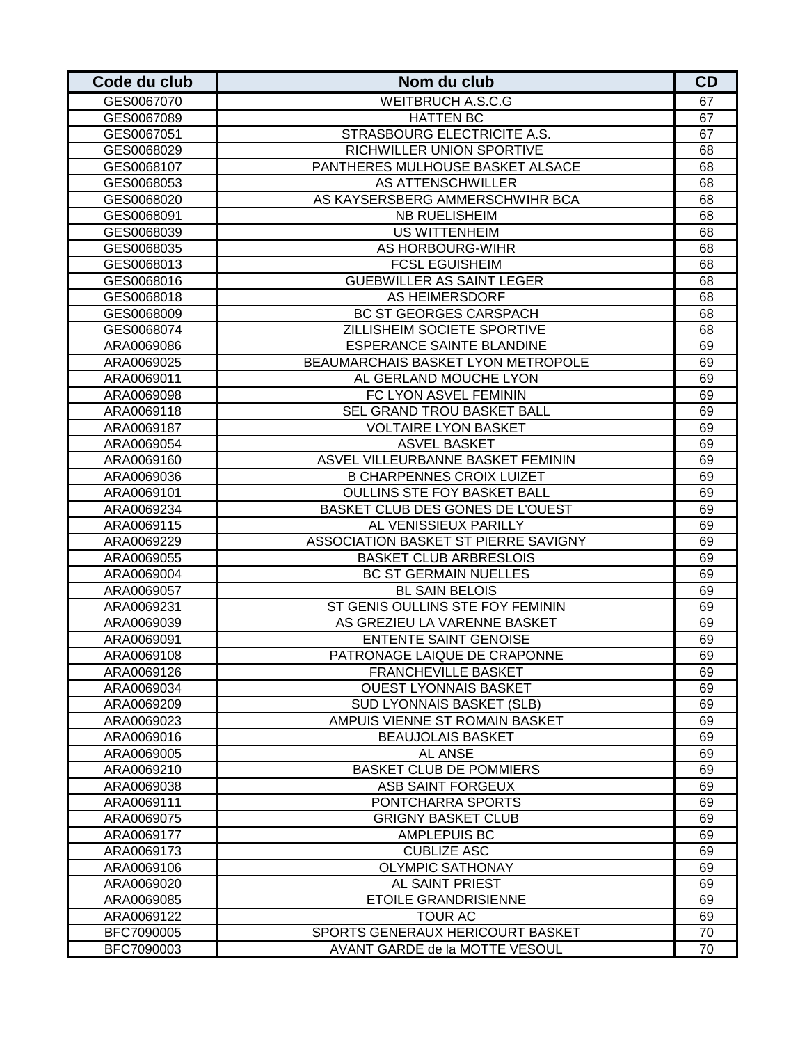| Code du club | Nom du club | CD |
|---|---|---|
| GES0067070 | WEITBRUCH A.S.C.G | 67 |
| GES0067089 | HATTEN BC | 67 |
| GES0067051 | STRASBOURG ELECTRICITE A.S. | 67 |
| GES0068029 | RICHWILLER UNION SPORTIVE | 68 |
| GES0068107 | PANTHERES MULHOUSE BASKET ALSACE | 68 |
| GES0068053 | AS ATTENSCHWILLER | 68 |
| GES0068020 | AS KAYSERSBERG AMMERSCHWIHR BCA | 68 |
| GES0068091 | NB RUELISHEIM | 68 |
| GES0068039 | US WITTENHEIM | 68 |
| GES0068035 | AS HORBOURG-WIHR | 68 |
| GES0068013 | FCSL EGUISHEIM | 68 |
| GES0068016 | GUEBWILLER AS SAINT LEGER | 68 |
| GES0068018 | AS HEIMERSDORF | 68 |
| GES0068009 | BC ST GEORGES CARSPACH | 68 |
| GES0068074 | ZILLISHEIM SOCIETE SPORTIVE | 68 |
| ARA0069086 | ESPERANCE SAINTE BLANDINE | 69 |
| ARA0069025 | BEAUMARCHAIS BASKET LYON METROPOLE | 69 |
| ARA0069011 | AL GERLAND MOUCHE LYON | 69 |
| ARA0069098 | FC LYON ASVEL FEMININ | 69 |
| ARA0069118 | SEL GRAND TROU BASKET BALL | 69 |
| ARA0069187 | VOLTAIRE LYON BASKET | 69 |
| ARA0069054 | ASVEL BASKET | 69 |
| ARA0069160 | ASVEL VILLEURBANNE BASKET FEMININ | 69 |
| ARA0069036 | B CHARPENNES CROIX LUIZET | 69 |
| ARA0069101 | OULLINS STE FOY BASKET BALL | 69 |
| ARA0069234 | BASKET CLUB DES GONES DE L'OUEST | 69 |
| ARA0069115 | AL VENISSIEUX PARILLY | 69 |
| ARA0069229 | ASSOCIATION BASKET ST PIERRE SAVIGNY | 69 |
| ARA0069055 | BASKET CLUB ARBRESLOIS | 69 |
| ARA0069004 | BC ST GERMAIN NUELLES | 69 |
| ARA0069057 | BL SAIN BELOIS | 69 |
| ARA0069231 | ST GENIS OULLINS STE FOY FEMININ | 69 |
| ARA0069039 | AS GREZIEU LA VARENNE BASKET | 69 |
| ARA0069091 | ENTENTE SAINT GENOISE | 69 |
| ARA0069108 | PATRONAGE LAIQUE DE CRAPONNE | 69 |
| ARA0069126 | FRANCHEVILLE BASKET | 69 |
| ARA0069034 | OUEST LYONNAIS BASKET | 69 |
| ARA0069209 | SUD LYONNAIS BASKET (SLB) | 69 |
| ARA0069023 | AMPUIS VIENNE ST ROMAIN BASKET | 69 |
| ARA0069016 | BEAUJOLAIS BASKET | 69 |
| ARA0069005 | AL ANSE | 69 |
| ARA0069210 | BASKET CLUB DE POMMIERS | 69 |
| ARA0069038 | ASB SAINT FORGEUX | 69 |
| ARA0069111 | PONTCHARRA SPORTS | 69 |
| ARA0069075 | GRIGNY BASKET CLUB | 69 |
| ARA0069177 | AMPLEPUIS BC | 69 |
| ARA0069173 | CUBLIZE ASC | 69 |
| ARA0069106 | OLYMPIC SATHONAY | 69 |
| ARA0069020 | AL SAINT PRIEST | 69 |
| ARA0069085 | ETOILE GRANDRISIENNE | 69 |
| ARA0069122 | TOUR AC | 69 |
| BFC7090005 | SPORTS GENERAUX HERICOURT BASKET | 70 |
| BFC7090003 | AVANT GARDE de la MOTTE VESOUL | 70 |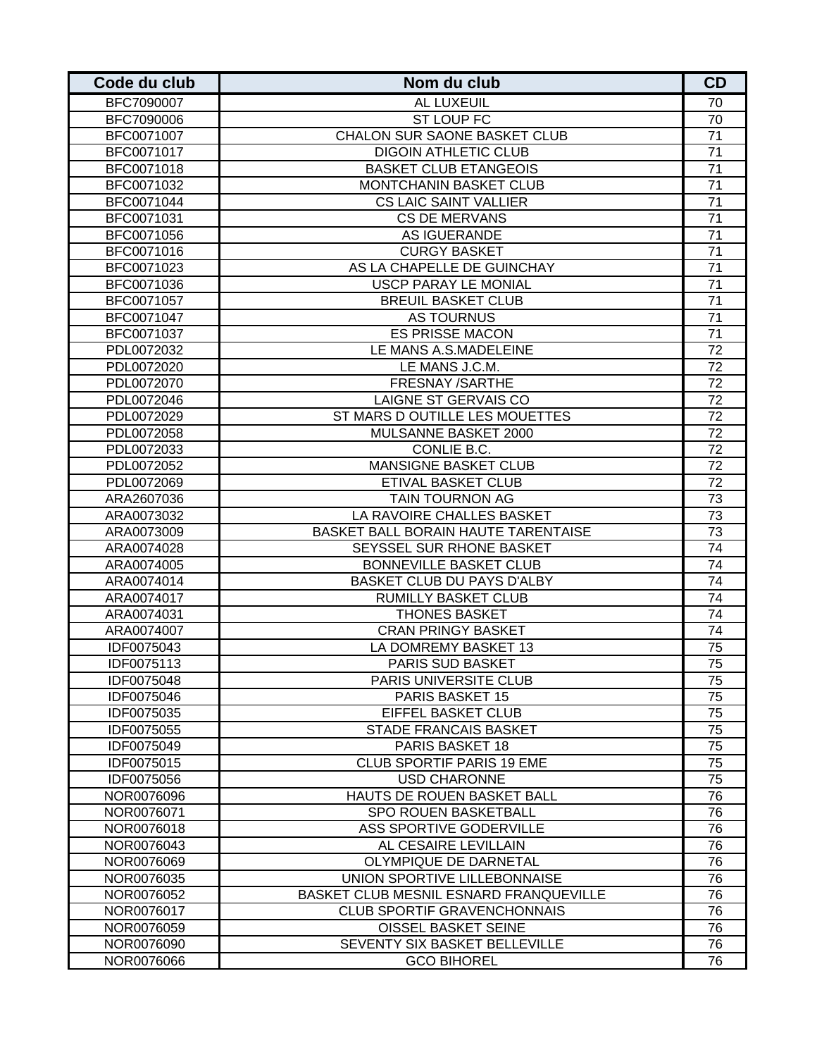| Code du club | Nom du club | CD |
|---|---|---|
| BFC7090007 | AL LUXEUIL | 70 |
| BFC7090006 | ST LOUP FC | 70 |
| BFC0071007 | CHALON SUR SAONE BASKET CLUB | 71 |
| BFC0071017 | DIGOIN ATHLETIC CLUB | 71 |
| BFC0071018 | BASKET CLUB ETANGEOIS | 71 |
| BFC0071032 | MONTCHANIN BASKET CLUB | 71 |
| BFC0071044 | CS LAIC SAINT VALLIER | 71 |
| BFC0071031 | CS DE MERVANS | 71 |
| BFC0071056 | AS IGUERANDE | 71 |
| BFC0071016 | CURGY BASKET | 71 |
| BFC0071023 | AS LA CHAPELLE DE GUINCHAY | 71 |
| BFC0071036 | USCP PARAY LE MONIAL | 71 |
| BFC0071057 | BREUIL BASKET CLUB | 71 |
| BFC0071047 | AS TOURNUS | 71 |
| BFC0071037 | ES PRISSE MACON | 71 |
| PDL0072032 | LE MANS A.S.MADELEINE | 72 |
| PDL0072020 | LE MANS J.C.M. | 72 |
| PDL0072070 | FRESNAY /SARTHE | 72 |
| PDL0072046 | LAIGNE ST GERVAIS CO | 72 |
| PDL0072029 | ST MARS D OUTILLE LES MOUETTES | 72 |
| PDL0072058 | MULSANNE BASKET 2000 | 72 |
| PDL0072033 | CONLIE B.C. | 72 |
| PDL0072052 | MANSIGNE BASKET CLUB | 72 |
| PDL0072069 | ETIVAL BASKET CLUB | 72 |
| ARA2607036 | TAIN TOURNON AG | 73 |
| ARA0073032 | LA RAVOIRE CHALLES BASKET | 73 |
| ARA0073009 | BASKET BALL BORAIN HAUTE TARENTAISE | 73 |
| ARA0074028 | SEYSSEL SUR RHONE BASKET | 74 |
| ARA0074005 | BONNEVILLE BASKET CLUB | 74 |
| ARA0074014 | BASKET CLUB DU PAYS D'ALBY | 74 |
| ARA0074017 | RUMILLY BASKET CLUB | 74 |
| ARA0074031 | THONES BASKET | 74 |
| ARA0074007 | CRAN PRINGY BASKET | 74 |
| IDF0075043 | LA DOMREMY BASKET 13 | 75 |
| IDF0075113 | PARIS SUD BASKET | 75 |
| IDF0075048 | PARIS UNIVERSITE CLUB | 75 |
| IDF0075046 | PARIS BASKET 15 | 75 |
| IDF0075035 | EIFFEL BASKET CLUB | 75 |
| IDF0075055 | STADE FRANCAIS BASKET | 75 |
| IDF0075049 | PARIS BASKET 18 | 75 |
| IDF0075015 | CLUB SPORTIF PARIS 19 EME | 75 |
| IDF0075056 | USD CHARONNE | 75 |
| NOR0076096 | HAUTS DE ROUEN BASKET BALL | 76 |
| NOR0076071 | SPO ROUEN BASKETBALL | 76 |
| NOR0076018 | ASS SPORTIVE GODERVILLE | 76 |
| NOR0076043 | AL CESAIRE LEVILLAIN | 76 |
| NOR0076069 | OLYMPIQUE DE DARNETAL | 76 |
| NOR0076035 | UNION SPORTIVE LILLEBONNAISE | 76 |
| NOR0076052 | BASKET CLUB MESNIL ESNARD FRANQUEVILLE | 76 |
| NOR0076017 | CLUB SPORTIF GRAVENCHONNAIS | 76 |
| NOR0076059 | OISSEL BASKET SEINE | 76 |
| NOR0076090 | SEVENTY SIX BASKET BELLEVILLE | 76 |
| NOR0076066 | GCO BIHOREL | 76 |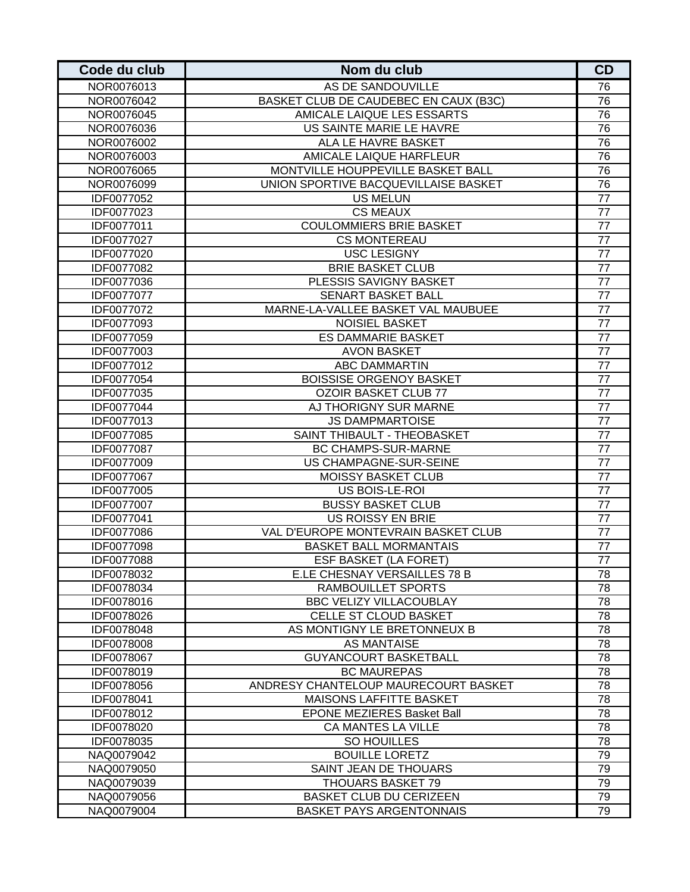| Code du club | Nom du club | CD |
|---|---|---|
| NOR0076013 | AS DE SANDOUVILLE | 76 |
| NOR0076042 | BASKET CLUB DE CAUDEBEC EN CAUX (B3C) | 76 |
| NOR0076045 | AMICALE LAIQUE LES ESSARTS | 76 |
| NOR0076036 | US SAINTE MARIE LE HAVRE | 76 |
| NOR0076002 | ALA LE HAVRE BASKET | 76 |
| NOR0076003 | AMICALE LAIQUE HARFLEUR | 76 |
| NOR0076065 | MONTVILLE HOUPPEVILLE BASKET BALL | 76 |
| NOR0076099 | UNION SPORTIVE BACQUEVILLAISE BASKET | 76 |
| IDF0077052 | US MELUN | 77 |
| IDF0077023 | CS MEAUX | 77 |
| IDF0077011 | COULOMMIERS BRIE BASKET | 77 |
| IDF0077027 | CS MONTEREAU | 77 |
| IDF0077020 | USC LESIGNY | 77 |
| IDF0077082 | BRIE BASKET CLUB | 77 |
| IDF0077036 | PLESSIS SAVIGNY BASKET | 77 |
| IDF0077077 | SENART BASKET BALL | 77 |
| IDF0077072 | MARNE-LA-VALLEE BASKET VAL MAUBUEE | 77 |
| IDF0077093 | NOISIEL BASKET | 77 |
| IDF0077059 | ES DAMMARIE BASKET | 77 |
| IDF0077003 | AVON BASKET | 77 |
| IDF0077012 | ABC DAMMARTIN | 77 |
| IDF0077054 | BOISSISE ORGENOY BASKET | 77 |
| IDF0077035 | OZOIR BASKET CLUB 77 | 77 |
| IDF0077044 | AJ THORIGNY SUR MARNE | 77 |
| IDF0077013 | JS DAMPMARTOISE | 77 |
| IDF0077085 | SAINT THIBAULT - THEOBASKET | 77 |
| IDF0077087 | BC CHAMPS-SUR-MARNE | 77 |
| IDF0077009 | US CHAMPAGNE-SUR-SEINE | 77 |
| IDF0077067 | MOISSY BASKET CLUB | 77 |
| IDF0077005 | US BOIS-LE-ROI | 77 |
| IDF0077007 | BUSSY BASKET CLUB | 77 |
| IDF0077041 | US ROISSY EN BRIE | 77 |
| IDF0077086 | VAL D'EUROPE MONTEVRAIN BASKET CLUB | 77 |
| IDF0077098 | BASKET BALL MORMANTAIS | 77 |
| IDF0077088 | ESF BASKET (LA FORET) | 77 |
| IDF0078032 | E.LE CHESNAY VERSAILLES 78 B | 78 |
| IDF0078034 | RAMBOUILLET SPORTS | 78 |
| IDF0078016 | BBC VELIZY VILLACOUBLAY | 78 |
| IDF0078026 | CELLE ST CLOUD BASKET | 78 |
| IDF0078048 | AS MONTIGNY LE BRETONNEUX B | 78 |
| IDF0078008 | AS MANTAISE | 78 |
| IDF0078067 | GUYANCOURT BASKETBALL | 78 |
| IDF0078019 | BC MAUREPAS | 78 |
| IDF0078056 | ANDRESY CHANTELOUP MAURECOURT BASKET | 78 |
| IDF0078041 | MAISONS LAFFITTE BASKET | 78 |
| IDF0078012 | EPONE MEZIERES Basket Ball | 78 |
| IDF0078020 | CA MANTES LA VILLE | 78 |
| IDF0078035 | SO HOUILLES | 78 |
| NAQ0079042 | BOUILLE LORETZ | 79 |
| NAQ0079050 | SAINT JEAN DE THOUARS | 79 |
| NAQ0079039 | THOUARS BASKET 79 | 79 |
| NAQ0079056 | BASKET CLUB DU CERIZEEN | 79 |
| NAQ0079004 | BASKET PAYS ARGENTONNAIS | 79 |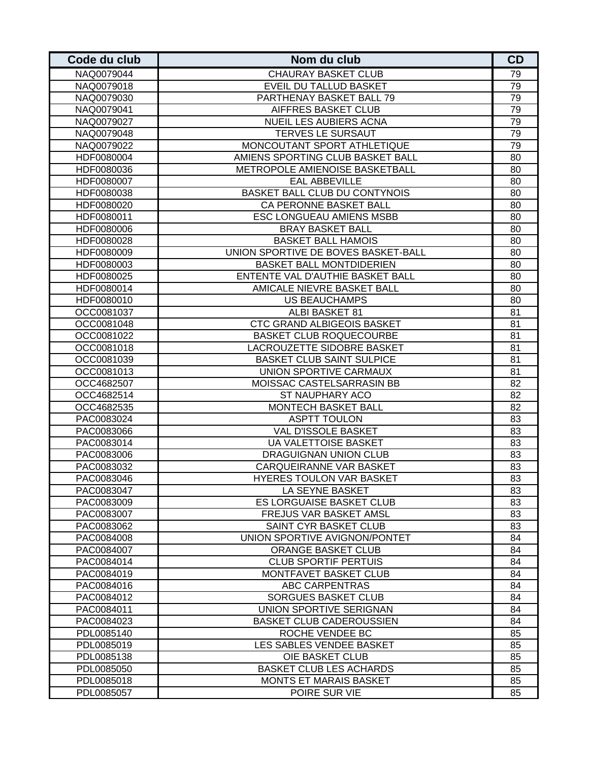| Code du club | Nom du club | CD |
|---|---|---|
| NAQ0079044 | CHAURAY BASKET CLUB | 79 |
| NAQ0079018 | EVEIL DU TALLUD BASKET | 79 |
| NAQ0079030 | PARTHENAY BASKET BALL 79 | 79 |
| NAQ0079041 | AIFFRES BASKET CLUB | 79 |
| NAQ0079027 | NUEIL LES AUBIERS ACNA | 79 |
| NAQ0079048 | TERVES LE SURSAUT | 79 |
| NAQ0079022 | MONCOUTANT SPORT ATHLETIQUE | 79 |
| HDF0080004 | AMIENS SPORTING CLUB BASKET BALL | 80 |
| HDF0080036 | METROPOLE AMIENOISE BASKETBALL | 80 |
| HDF0080007 | EAL ABBEVILLE | 80 |
| HDF0080038 | BASKET BALL CLUB DU CONTYNOIS | 80 |
| HDF0080020 | CA PERONNE BASKET BALL | 80 |
| HDF0080011 | ESC LONGUEAU AMIENS MSBB | 80 |
| HDF0080006 | BRAY BASKET BALL | 80 |
| HDF0080028 | BASKET BALL HAMOIS | 80 |
| HDF0080009 | UNION SPORTIVE DE BOVES BASKET-BALL | 80 |
| HDF0080003 | BASKET BALL MONTDIDERIEN | 80 |
| HDF0080025 | ENTENTE VAL D'AUTHIE BASKET BALL | 80 |
| HDF0080014 | AMICALE NIEVRE BASKET BALL | 80 |
| HDF0080010 | US BEAUCHAMPS | 80 |
| OCC0081037 | ALBI BASKET 81 | 81 |
| OCC0081048 | CTC GRAND ALBIGEOIS BASKET | 81 |
| OCC0081022 | BASKET CLUB ROQUECOURBE | 81 |
| OCC0081018 | LACROUZETTE SIDOBRE BASKET | 81 |
| OCC0081039 | BASKET CLUB SAINT SULPICE | 81 |
| OCC0081013 | UNION SPORTIVE CARMAUX | 81 |
| OCC4682507 | MOISSAC CASTELSARRASIN BB | 82 |
| OCC4682514 | ST NAUPHARY ACO | 82 |
| OCC4682535 | MONTECH BASKET BALL | 82 |
| PAC0083024 | ASPTT TOULON | 83 |
| PAC0083066 | VAL D'ISSOLE BASKET | 83 |
| PAC0083014 | UA VALETTOISE BASKET | 83 |
| PAC0083006 | DRAGUIGNAN UNION CLUB | 83 |
| PAC0083032 | CARQUEIRANNE VAR BASKET | 83 |
| PAC0083046 | HYERES TOULON VAR BASKET | 83 |
| PAC0083047 | LA SEYNE BASKET | 83 |
| PAC0083009 | ES LORGUAISE BASKET CLUB | 83 |
| PAC0083007 | FREJUS VAR BASKET AMSL | 83 |
| PAC0083062 | SAINT CYR BASKET CLUB | 83 |
| PAC0084008 | UNION SPORTIVE AVIGNON/PONTET | 84 |
| PAC0084007 | ORANGE BASKET CLUB | 84 |
| PAC0084014 | CLUB SPORTIF PERTUIS | 84 |
| PAC0084019 | MONTFAVET BASKET CLUB | 84 |
| PAC0084016 | ABC CARPENTRAS | 84 |
| PAC0084012 | SORGUES BASKET CLUB | 84 |
| PAC0084011 | UNION SPORTIVE SERIGNAN | 84 |
| PAC0084023 | BASKET CLUB CADEROUSSIEN | 84 |
| PDL0085140 | ROCHE VENDEE BC | 85 |
| PDL0085019 | LES SABLES VENDEE BASKET | 85 |
| PDL0085138 | OIE BASKET CLUB | 85 |
| PDL0085050 | BASKET CLUB LES ACHARDS | 85 |
| PDL0085018 | MONTS ET MARAIS BASKET | 85 |
| PDL0085057 | POIRE SUR VIE | 85 |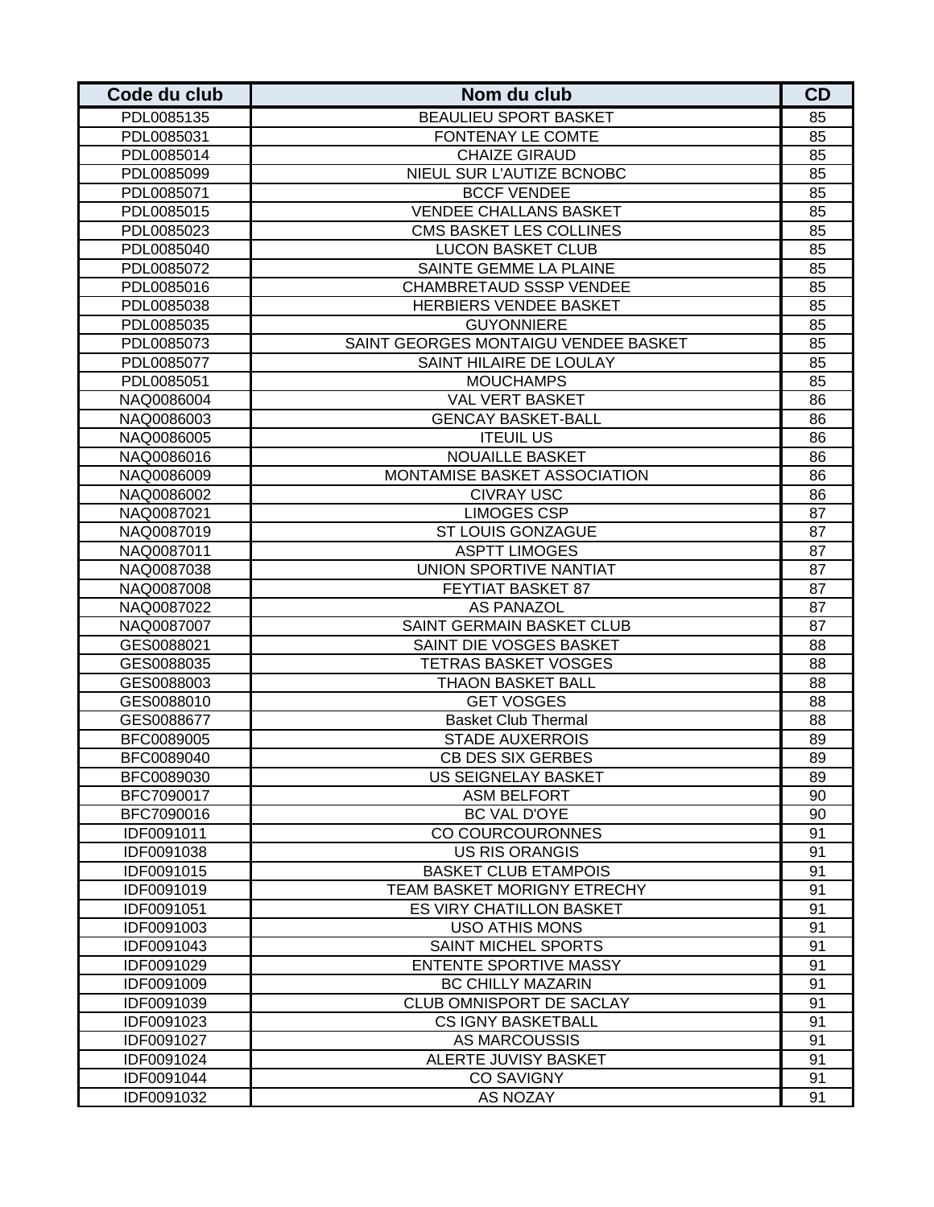| Code du club | Nom du club | CD |
|---|---|---|
| PDL0085135 | BEAULIEU SPORT BASKET | 85 |
| PDL0085031 | FONTENAY LE COMTE | 85 |
| PDL0085014 | CHAIZE GIRAUD | 85 |
| PDL0085099 | NIEUL SUR L'AUTIZE BCNOBC | 85 |
| PDL0085071 | BCCF VENDEE | 85 |
| PDL0085015 | VENDEE CHALLANS BASKET | 85 |
| PDL0085023 | CMS BASKET LES COLLINES | 85 |
| PDL0085040 | LUCON BASKET CLUB | 85 |
| PDL0085072 | SAINTE GEMME LA PLAINE | 85 |
| PDL0085016 | CHAMBRETAUD SSSP VENDEE | 85 |
| PDL0085038 | HERBIERS VENDEE BASKET | 85 |
| PDL0085035 | GUYONNIERE | 85 |
| PDL0085073 | SAINT GEORGES MONTAIGU VENDEE BASKET | 85 |
| PDL0085077 | SAINT HILAIRE DE LOULAY | 85 |
| PDL0085051 | MOUCHAMPS | 85 |
| NAQ0086004 | VAL VERT BASKET | 86 |
| NAQ0086003 | GENCAY BASKET-BALL | 86 |
| NAQ0086005 | ITEUIL US | 86 |
| NAQ0086016 | NOUAILLE BASKET | 86 |
| NAQ0086009 | MONTAMISE BASKET ASSOCIATION | 86 |
| NAQ0086002 | CIVRAY USC | 86 |
| NAQ0087021 | LIMOGES CSP | 87 |
| NAQ0087019 | ST LOUIS GONZAGUE | 87 |
| NAQ0087011 | ASPTT LIMOGES | 87 |
| NAQ0087038 | UNION SPORTIVE NANTIAT | 87 |
| NAQ0087008 | FEYTIAT BASKET 87 | 87 |
| NAQ0087022 | AS PANAZOL | 87 |
| NAQ0087007 | SAINT GERMAIN BASKET CLUB | 87 |
| GES0088021 | SAINT DIE VOSGES BASKET | 88 |
| GES0088035 | TETRAS BASKET VOSGES | 88 |
| GES0088003 | THAON BASKET BALL | 88 |
| GES0088010 | GET VOSGES | 88 |
| GES0088677 | Basket Club Thermal | 88 |
| BFC0089005 | STADE AUXERROIS | 89 |
| BFC0089040 | CB DES SIX GERBES | 89 |
| BFC0089030 | US SEIGNELAY BASKET | 89 |
| BFC7090017 | ASM BELFORT | 90 |
| BFC7090016 | BC VAL D'OYE | 90 |
| IDF0091011 | CO COURCOURONNES | 91 |
| IDF0091038 | US RIS ORANGIS | 91 |
| IDF0091015 | BASKET CLUB ETAMPOIS | 91 |
| IDF0091019 | TEAM BASKET MORIGNY ETRECHY | 91 |
| IDF0091051 | ES VIRY CHATILLON BASKET | 91 |
| IDF0091003 | USO ATHIS MONS | 91 |
| IDF0091043 | SAINT MICHEL SPORTS | 91 |
| IDF0091029 | ENTENTE SPORTIVE MASSY | 91 |
| IDF0091009 | BC CHILLY MAZARIN | 91 |
| IDF0091039 | CLUB OMNISPORT DE SACLAY | 91 |
| IDF0091023 | CS IGNY BASKETBALL | 91 |
| IDF0091027 | AS MARCOUSSIS | 91 |
| IDF0091024 | ALERTE JUVISY BASKET | 91 |
| IDF0091044 | CO SAVIGNY | 91 |
| IDF0091032 | AS NOZAY | 91 |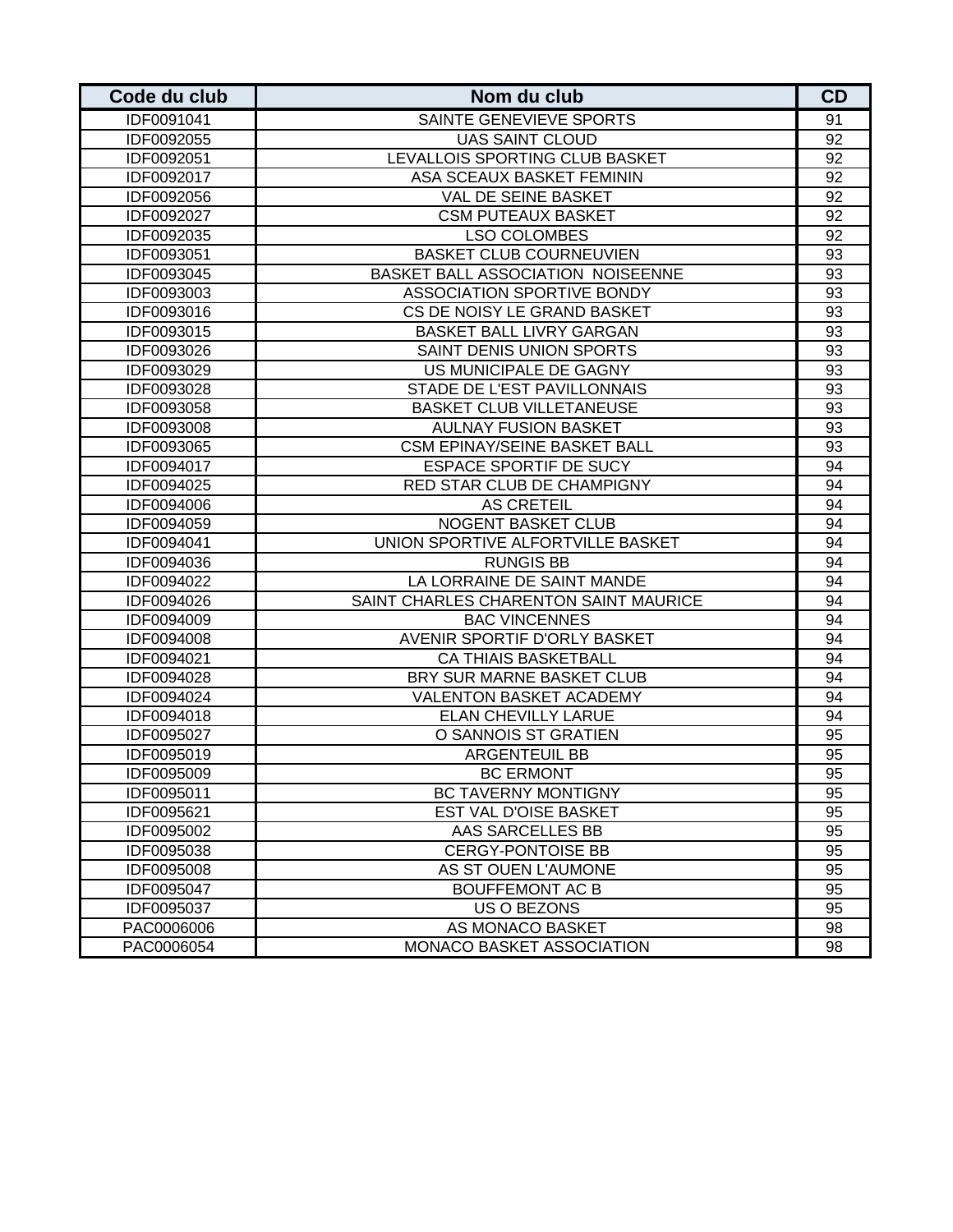| Code du club | Nom du club | CD |
|---|---|---|
| IDF0091041 | SAINTE GENEVIEVE SPORTS | 91 |
| IDF0092055 | UAS SAINT CLOUD | 92 |
| IDF0092051 | LEVALLOIS SPORTING CLUB BASKET | 92 |
| IDF0092017 | ASA SCEAUX BASKET FEMININ | 92 |
| IDF0092056 | VAL DE SEINE BASKET | 92 |
| IDF0092027 | CSM PUTEAUX BASKET | 92 |
| IDF0092035 | LSO COLOMBES | 92 |
| IDF0093051 | BASKET CLUB COURNEUVIEN | 93 |
| IDF0093045 | BASKET BALL ASSOCIATION  NOISEENNE | 93 |
| IDF0093003 | ASSOCIATION SPORTIVE BONDY | 93 |
| IDF0093016 | CS DE NOISY LE GRAND BASKET | 93 |
| IDF0093015 | BASKET BALL LIVRY GARGAN | 93 |
| IDF0093026 | SAINT DENIS UNION SPORTS | 93 |
| IDF0093029 | US MUNICIPALE DE GAGNY | 93 |
| IDF0093028 | STADE DE L'EST PAVILLONNAIS | 93 |
| IDF0093058 | BASKET CLUB VILLETANEUSE | 93 |
| IDF0093008 | AULNAY FUSION BASKET | 93 |
| IDF0093065 | CSM EPINAY/SEINE BASKET BALL | 93 |
| IDF0094017 | ESPACE SPORTIF DE SUCY | 94 |
| IDF0094025 | RED STAR CLUB DE CHAMPIGNY | 94 |
| IDF0094006 | AS CRETEIL | 94 |
| IDF0094059 | NOGENT BASKET CLUB | 94 |
| IDF0094041 | UNION SPORTIVE ALFORTVILLE BASKET | 94 |
| IDF0094036 | RUNGIS BB | 94 |
| IDF0094022 | LA LORRAINE DE SAINT MANDE | 94 |
| IDF0094026 | SAINT CHARLES CHARENTON SAINT MAURICE | 94 |
| IDF0094009 | BAC VINCENNES | 94 |
| IDF0094008 | AVENIR SPORTIF D'ORLY BASKET | 94 |
| IDF0094021 | CA THIAIS BASKETBALL | 94 |
| IDF0094028 | BRY SUR MARNE BASKET CLUB | 94 |
| IDF0094024 | VALENTON BASKET ACADEMY | 94 |
| IDF0094018 | ELAN CHEVILLY LARUE | 94 |
| IDF0095027 | O SANNOIS ST GRATIEN | 95 |
| IDF0095019 | ARGENTEUIL BB | 95 |
| IDF0095009 | BC ERMONT | 95 |
| IDF0095011 | BC TAVERNY MONTIGNY | 95 |
| IDF0095621 | EST VAL D'OISE BASKET | 95 |
| IDF0095002 | AAS SARCELLES BB | 95 |
| IDF0095038 | CERGY-PONTOISE BB | 95 |
| IDF0095008 | AS ST OUEN L'AUMONE | 95 |
| IDF0095047 | BOUFFEMONT AC B | 95 |
| IDF0095037 | US O BEZONS | 95 |
| PAC0006006 | AS MONACO BASKET | 98 |
| PAC0006054 | MONACO BASKET ASSOCIATION | 98 |